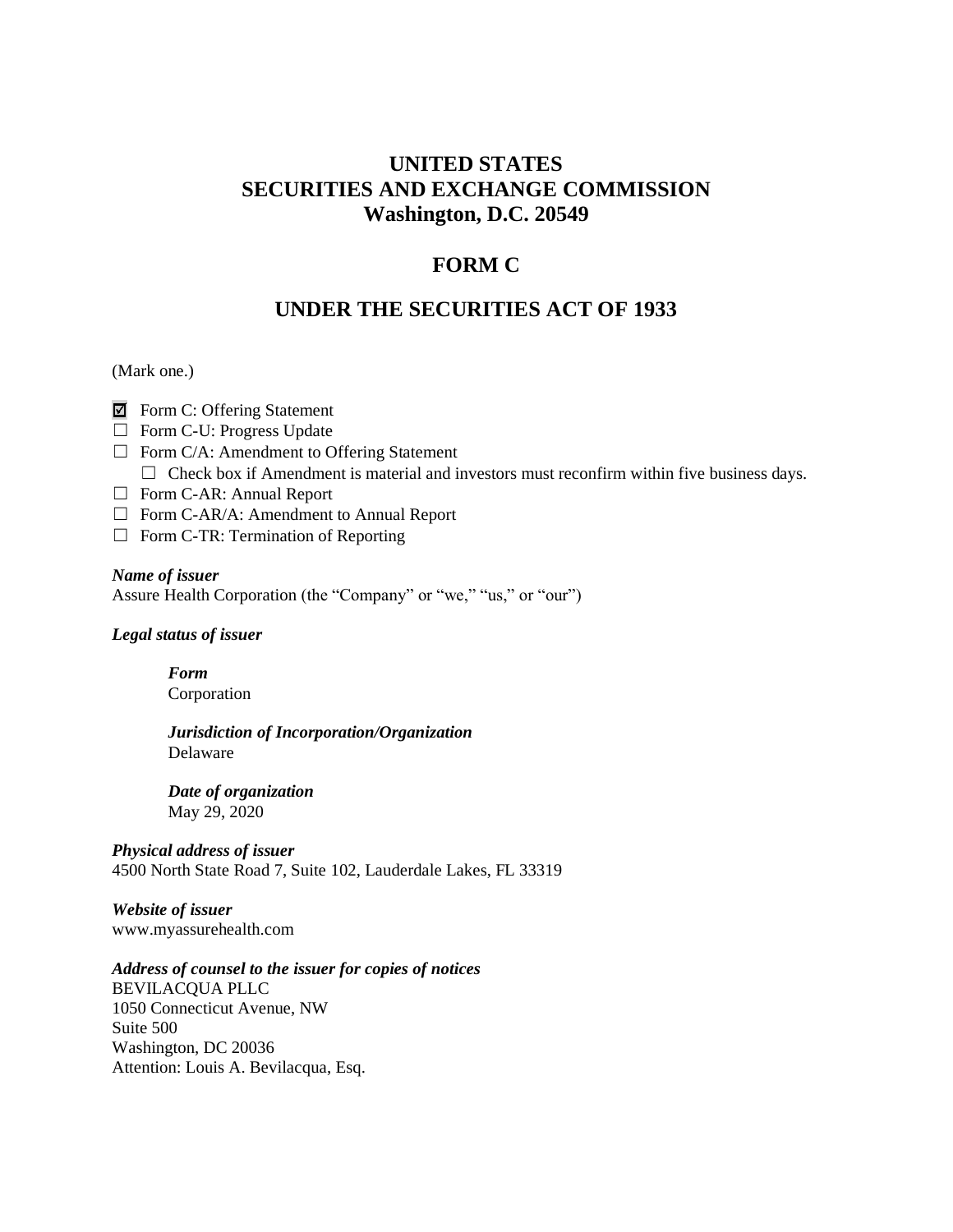# UNITED STATES
# SECURITIES AND EXCHANGE COMMISSION
# Washington, D.C. 20549

## FORM C

## UNDER THE SECURITIES ACT OF 1933

(Mark one.)

☑ Form C: Offering Statement
☐ Form C-U: Progress Update
☐ Form C/A: Amendment to Offering Statement
  ☐ Check box if Amendment is material and investors must reconfirm within five business days.
☐ Form C-AR: Annual Report
☐ Form C-AR/A: Amendment to Annual Report
☐ Form C-TR: Termination of Reporting

***Name of issuer***
Assure Health Corporation (the "Company" or "we," "us," or "our")

***Legal status of issuer***

> ***Form***
> Corporation
>
> ***Jurisdiction of Incorporation/Organization***
> Delaware
>
> ***Date of organization***
> May 29, 2020

***Physical address of issuer***
4500 North State Road 7, Suite 102, Lauderdale Lakes, FL 33319

***Website of issuer***
www.myassurehealth.com

***Address of counsel to the issuer for copies of notices***
BEVILACQUA PLLC
1050 Connecticut Avenue, NW
Suite 500
Washington, DC 20036
Attention: Louis A. Bevilacqua, Esq.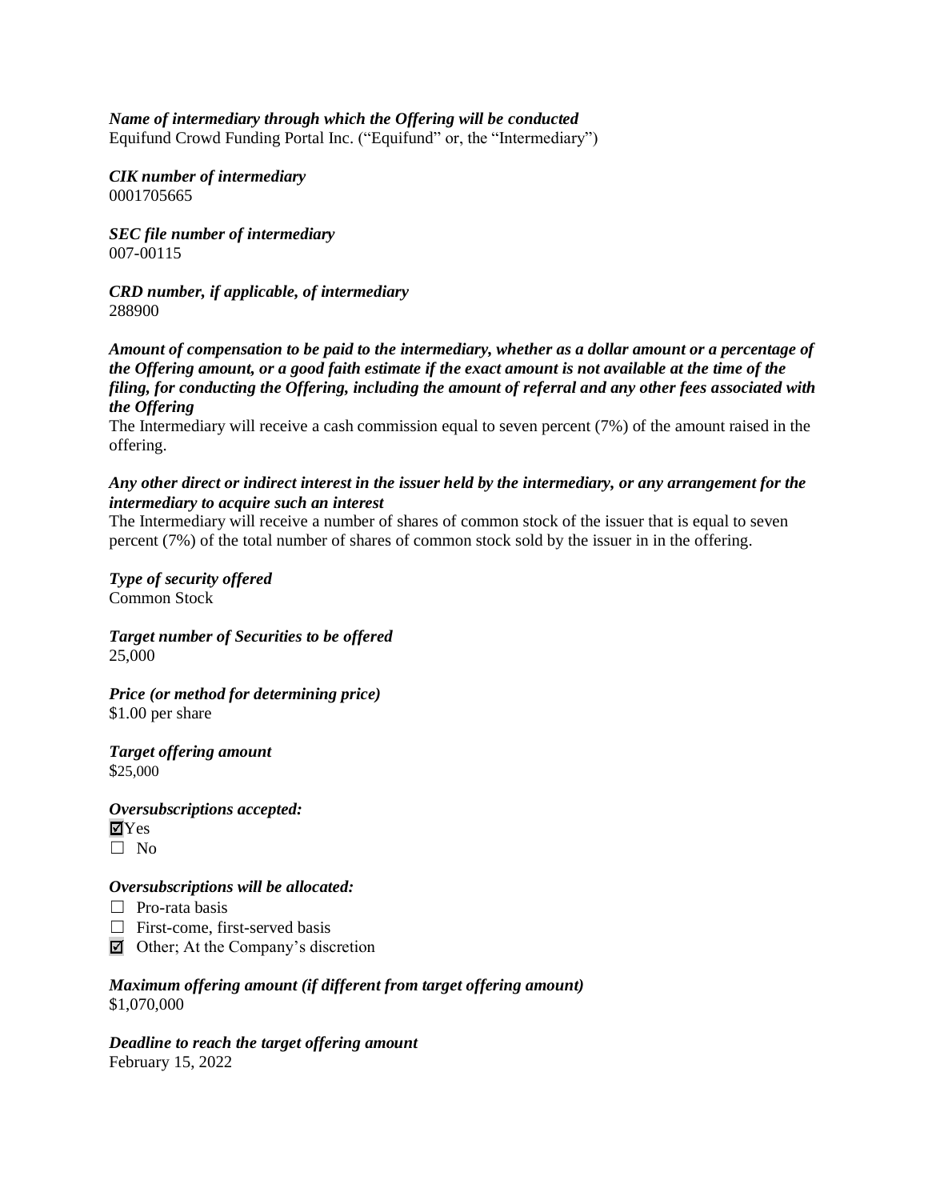***Name of intermediary through which the Offering will be conducted***
Equifund Crowd Funding Portal Inc. ("Equifund" or, the "Intermediary")

***CIK number of intermediary***
0001705665

***SEC file number of intermediary***
007-00115

***CRD number, if applicable, of intermediary***
288900

***Amount of compensation to be paid to the intermediary, whether as a dollar amount or a percentage of the Offering amount, or a good faith estimate if the exact amount is not available at the time of the filing, for conducting the Offering, including the amount of referral and any other fees associated with the Offering***
The Intermediary will receive a cash commission equal to seven percent (7%) of the amount raised in the offering.

***Any other direct or indirect interest in the issuer held by the intermediary, or any arrangement for the intermediary to acquire such an interest***
The Intermediary will receive a number of shares of common stock of the issuer that is equal to seven percent (7%) of the total number of shares of common stock sold by the issuer in in the offering.

***Type of security offered***
Common Stock

***Target number of Securities to be offered***
25,000

***Price (or method for determining price)***
$1.00 per share

***Target offering amount***
$25,000

***Oversubscriptions accepted:***
☑ Yes
☐ No

***Oversubscriptions will be allocated:***
☐ Pro-rata basis
☐ First-come, first-served basis
☑ Other; At the Company's discretion

***Maximum offering amount (if different from target offering amount)***
$1,070,000

***Deadline to reach the target offering amount***
February 15, 2022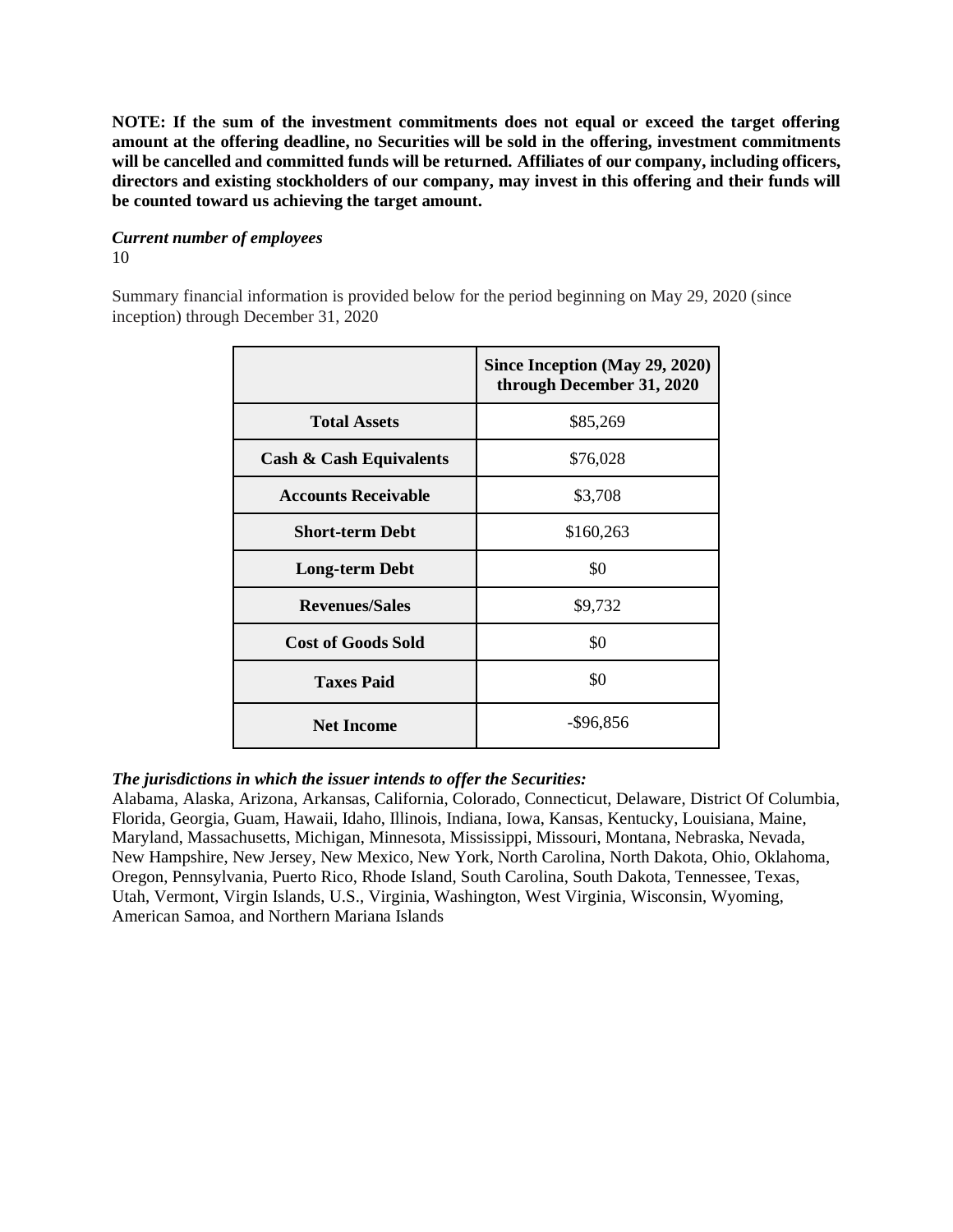**NOTE: If the sum of the investment commitments does not equal or exceed the target offering amount at the offering deadline, no Securities will be sold in the offering, investment commitments will be cancelled and committed funds will be returned. Affiliates of our company, including officers, directors and existing stockholders of our company, may invest in this offering and their funds will be counted toward us achieving the target amount.**

***Current number of employees***

10

Summary financial information is provided below for the period beginning on May 29, 2020 (since inception) through December 31, 2020

| | Since Inception (May 29, 2020) through December 31, 2020 |
|---|---|
| **Total Assets** | $85,269 |
| **Cash & Cash Equivalents** | $76,028 |
| **Accounts Receivable** | $3,708 |
| **Short-term Debt** | $160,263 |
| **Long-term Debt** | $0 |
| **Revenues/Sales** | $9,732 |
| **Cost of Goods Sold** | $0 |
| **Taxes Paid** | $0 |
| **Net Income** | -$96,856 |

***The jurisdictions in which the issuer intends to offer the Securities:***

Alabama, Alaska, Arizona, Arkansas, California, Colorado, Connecticut, Delaware, District Of Columbia, Florida, Georgia, Guam, Hawaii, Idaho, Illinois, Indiana, Iowa, Kansas, Kentucky, Louisiana, Maine, Maryland, Massachusetts, Michigan, Minnesota, Mississippi, Missouri, Montana, Nebraska, Nevada, New Hampshire, New Jersey, New Mexico, New York, North Carolina, North Dakota, Ohio, Oklahoma, Oregon, Pennsylvania, Puerto Rico, Rhode Island, South Carolina, South Dakota, Tennessee, Texas, Utah, Vermont, Virgin Islands, U.S., Virginia, Washington, West Virginia, Wisconsin, Wyoming, American Samoa, and Northern Mariana Islands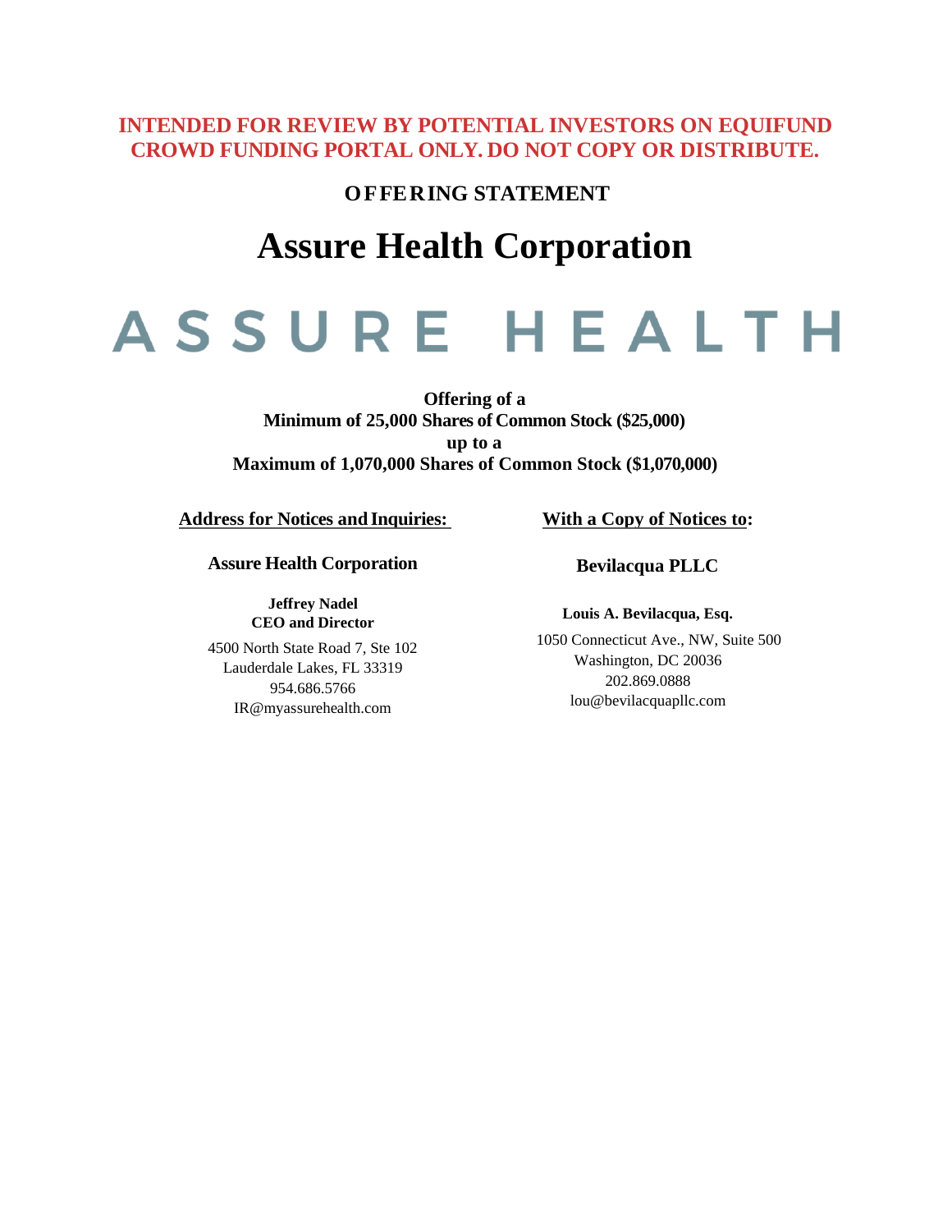**INTENDED FOR REVIEW BY POTENTIAL INVESTORS ON EQUIFUND CROWD FUNDING PORTAL ONLY. DO NOT COPY OR DISTRIBUTE.**

## OFFERING STATEMENT

# Assure Health Corporation

# ASSURE HEALTH

**Offering of a**
**Minimum of 25,000 Shares of Common Stock ($25,000)**
**up to a**
**Maximum of 1,070,000 Shares of Common Stock ($1,070,000)**

**Address for Notices and Inquiries:**

**Assure Health Corporation**

**Jeffrey Nadel**
**CEO and Director**

4500 North State Road 7, Ste 102
Lauderdale Lakes, FL 33319
954.686.5766
IR@myassurehealth.com

**With a Copy of Notices to:**

**Bevilacqua PLLC**

**Louis A. Bevilacqua, Esq.**

1050 Connecticut Ave., NW, Suite 500
Washington, DC 20036
202.869.0888
lou@bevilacquapllc.com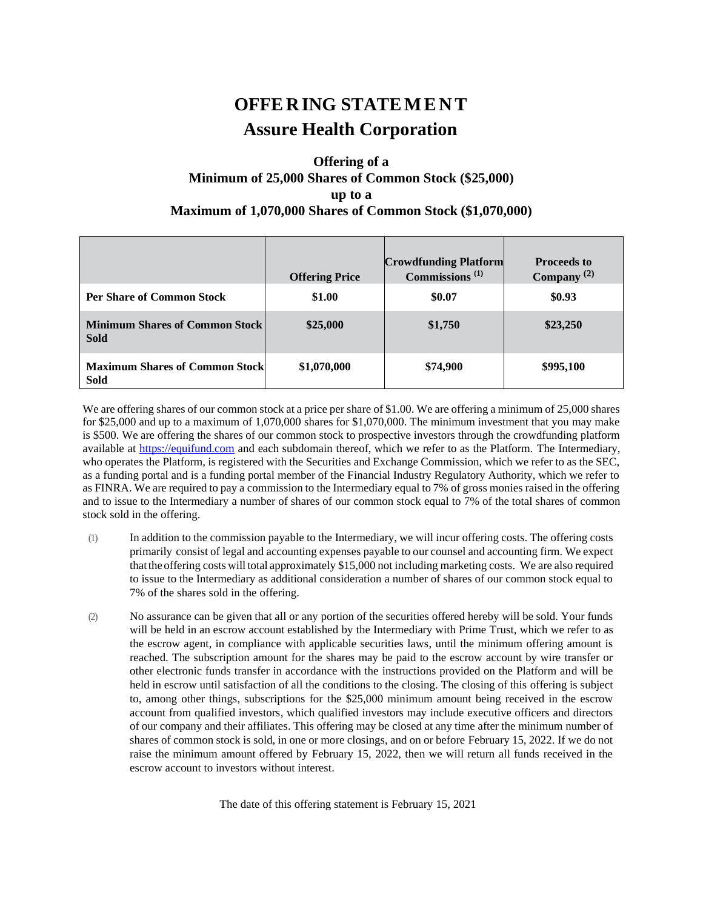# OFFERING STATEMENT

# Assure Health Corporation

### Offering of a
### Minimum of 25,000 Shares of Common Stock ($25,000)
### up to a
### Maximum of 1,070,000 Shares of Common Stock ($1,070,000)

| | Offering Price | Crowdfunding Platform Commissions (1) | Proceeds to Company (2) |
|---|---|---|---|
| **Per Share of Common Stock** | **$1.00** | **$0.07** | **$0.93** |
| **Minimum Shares of Common Stock Sold** | **$25,000** | **$1,750** | **$23,250** |
| **Maximum Shares of Common Stock Sold** | **$1,070,000** | **$74,900** | **$995,100** |

We are offering shares of our common stock at a price per share of $1.00. We are offering a minimum of 25,000 shares for $25,000 and up to a maximum of 1,070,000 shares for $1,070,000. The minimum investment that you may make is $500. We are offering the shares of our common stock to prospective investors through the crowdfunding platform available at https://equifund.com and each subdomain thereof, which we refer to as the Platform. The Intermediary, who operates the Platform, is registered with the Securities and Exchange Commission, which we refer to as the SEC, as a funding portal and is a funding portal member of the Financial Industry Regulatory Authority, which we refer to as FINRA. We are required to pay a commission to the Intermediary equal to 7% of gross monies raised in the offering and to issue to the Intermediary a number of shares of our common stock equal to 7% of the total shares of common stock sold in the offering.

(1) In addition to the commission payable to the Intermediary, we will incur offering costs. The offering costs primarily consist of legal and accounting expenses payable to our counsel and accounting firm. We expect that the offering costs will total approximately $15,000 not including marketing costs. We are also required to issue to the Intermediary as additional consideration a number of shares of our common stock equal to 7% of the shares sold in the offering.

(2) No assurance can be given that all or any portion of the securities offered hereby will be sold. Your funds will be held in an escrow account established by the Intermediary with Prime Trust, which we refer to as the escrow agent, in compliance with applicable securities laws, until the minimum offering amount is reached. The subscription amount for the shares may be paid to the escrow account by wire transfer or other electronic funds transfer in accordance with the instructions provided on the Platform and will be held in escrow until satisfaction of all the conditions to the closing. The closing of this offering is subject to, among other things, subscriptions for the $25,000 minimum amount being received in the escrow account from qualified investors, which qualified investors may include executive officers and directors of our company and their affiliates. This offering may be closed at any time after the minimum number of shares of common stock is sold, in one or more closings, and on or before February 15, 2022. If we do not raise the minimum amount offered by February 15, 2022, then we will return all funds received in the escrow account to investors without interest.

The date of this offering statement is February 15, 2021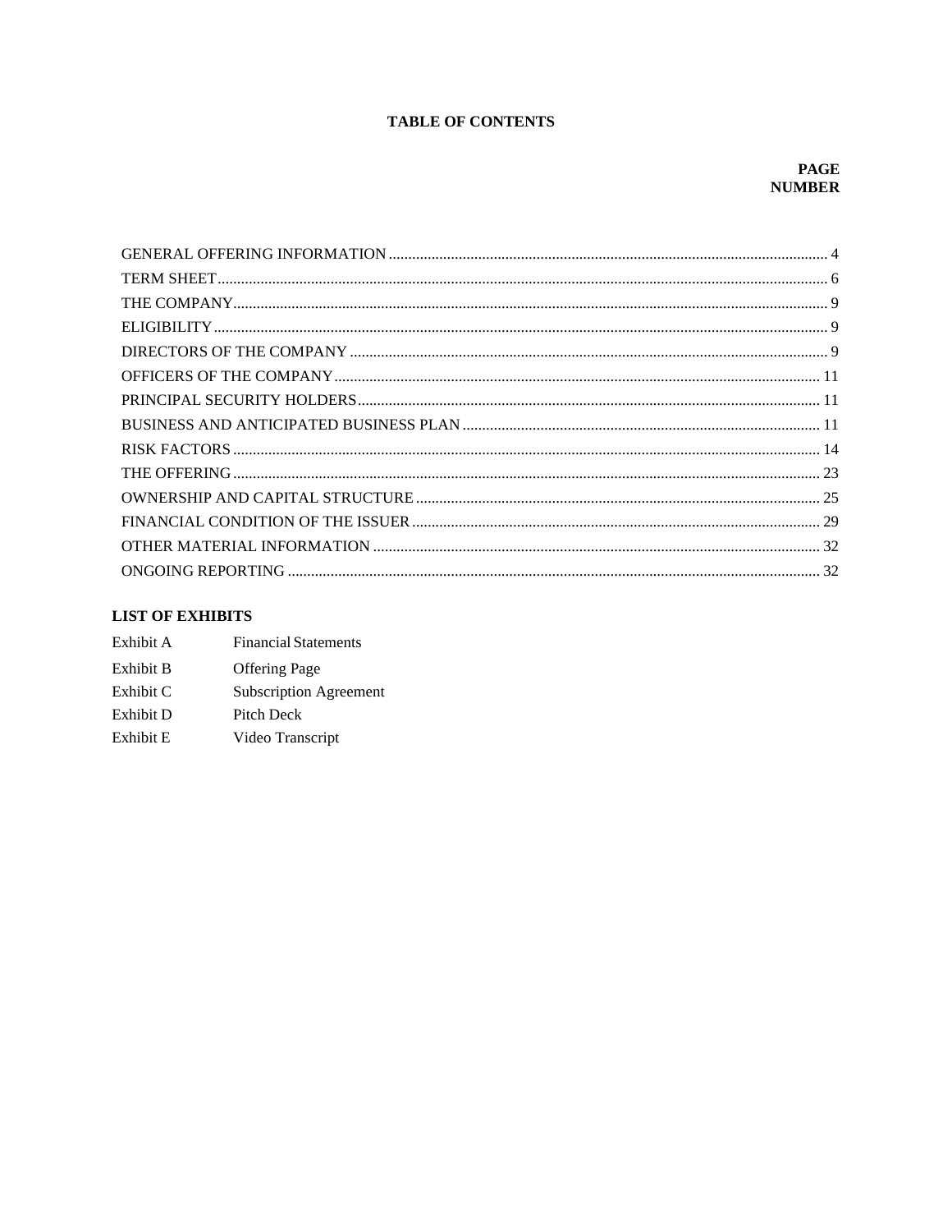# TABLE OF CONTENTS

| | PAGE NUMBER |
|---|---|
| GENERAL OFFERING INFORMATION | 4 |
| TERM SHEET | 6 |
| THE COMPANY | 9 |
| ELIGIBILITY | 9 |
| DIRECTORS OF THE COMPANY | 9 |
| OFFICERS OF THE COMPANY | 11 |
| PRINCIPAL SECURITY HOLDERS | 11 |
| BUSINESS AND ANTICIPATED BUSINESS PLAN | 11 |
| RISK FACTORS | 14 |
| THE OFFERING | 23 |
| OWNERSHIP AND CAPITAL STRUCTURE | 25 |
| FINANCIAL CONDITION OF THE ISSUER | 29 |
| OTHER MATERIAL INFORMATION | 32 |
| ONGOING REPORTING | 32 |

## LIST OF EXHIBITS

| | |
|---|---|
| Exhibit A | Financial Statements |
| Exhibit B | Offering Page |
| Exhibit C | Subscription Agreement |
| Exhibit D | Pitch Deck |
| Exhibit E | Video Transcript |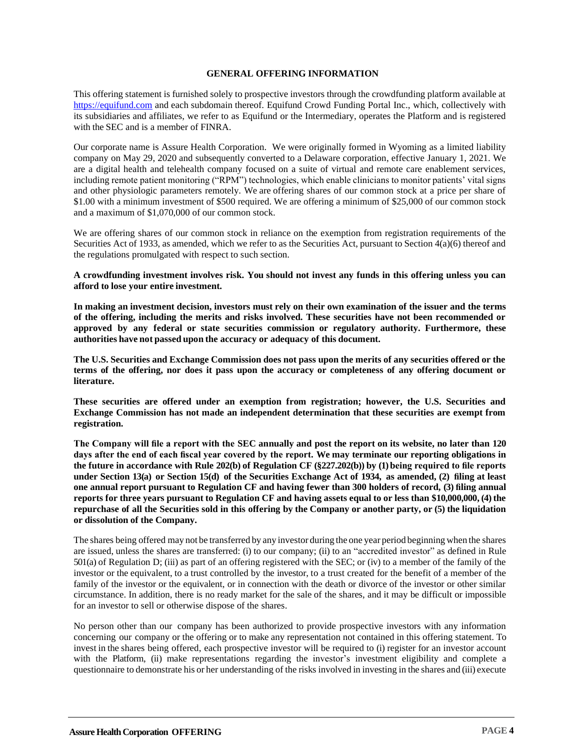## GENERAL OFFERING INFORMATION

This offering statement is furnished solely to prospective investors through the crowdfunding platform available at https://equifund.com and each subdomain thereof. Equifund Crowd Funding Portal Inc., which, collectively with its subsidiaries and affiliates, we refer to as Equifund or the Intermediary, operates the Platform and is registered with the SEC and is a member of FINRA.

Our corporate name is Assure Health Corporation. We were originally formed in Wyoming as a limited liability company on May 29, 2020 and subsequently converted to a Delaware corporation, effective January 1, 2021. We are a digital health and telehealth company focused on a suite of virtual and remote care enablement services, including remote patient monitoring ("RPM") technologies, which enable clinicians to monitor patients' vital signs and other physiologic parameters remotely. We are offering shares of our common stock at a price per share of $1.00 with a minimum investment of $500 required. We are offering a minimum of $25,000 of our common stock and a maximum of $1,070,000 of our common stock.

We are offering shares of our common stock in reliance on the exemption from registration requirements of the Securities Act of 1933, as amended, which we refer to as the Securities Act, pursuant to Section 4(a)(6) thereof and the regulations promulgated with respect to such section.

**A crowdfunding investment involves risk. You should not invest any funds in this offering unless you can afford to lose your entire investment.**

**In making an investment decision, investors must rely on their own examination of the issuer and the terms of the offering, including the merits and risks involved. These securities have not been recommended or approved by any federal or state securities commission or regulatory authority. Furthermore, these authorities have not passed upon the accuracy or adequacy of this document.**

**The U.S. Securities and Exchange Commission does not pass upon the merits of any securities offered or the terms of the offering, nor does it pass upon the accuracy or completeness of any offering document or literature.**

**These securities are offered under an exemption from registration; however, the U.S. Securities and Exchange Commission has not made an independent determination that these securities are exempt from registration.**

**The Company will file a report with the SEC annually and post the report on its website, no later than 120 days after the end of each fiscal year covered by the report. We may terminate our reporting obligations in the future in accordance with Rule 202(b) of Regulation CF (§227.202(b)) by (1) being required to file reports under Section 13(a) or Section 15(d) of the Securities Exchange Act of 1934, as amended, (2) filing at least one annual report pursuant to Regulation CF and having fewer than 300 holders of record, (3) filing annual reports for three years pursuant to Regulation CF and having assets equal to or less than $10,000,000, (4) the repurchase of all the Securities sold in this offering by the Company or another party, or (5) the liquidation or dissolution of the Company.**

The shares being offered may not be transferred by any investor during the one year period beginning when the shares are issued, unless the shares are transferred: (i) to our company; (ii) to an "accredited investor" as defined in Rule 501(a) of Regulation D; (iii) as part of an offering registered with the SEC; or (iv) to a member of the family of the investor or the equivalent, to a trust controlled by the investor, to a trust created for the benefit of a member of the family of the investor or the equivalent, or in connection with the death or divorce of the investor or other similar circumstance. In addition, there is no ready market for the sale of the shares, and it may be difficult or impossible for an investor to sell or otherwise dispose of the shares.

No person other than our company has been authorized to provide prospective investors with any information concerning our company or the offering or to make any representation not contained in this offering statement. To invest in the shares being offered, each prospective investor will be required to (i) register for an investor account with the Platform, (ii) make representations regarding the investor's investment eligibility and complete a questionnaire to demonstrate his or her understanding of the risks involved in investing in the shares and (iii) execute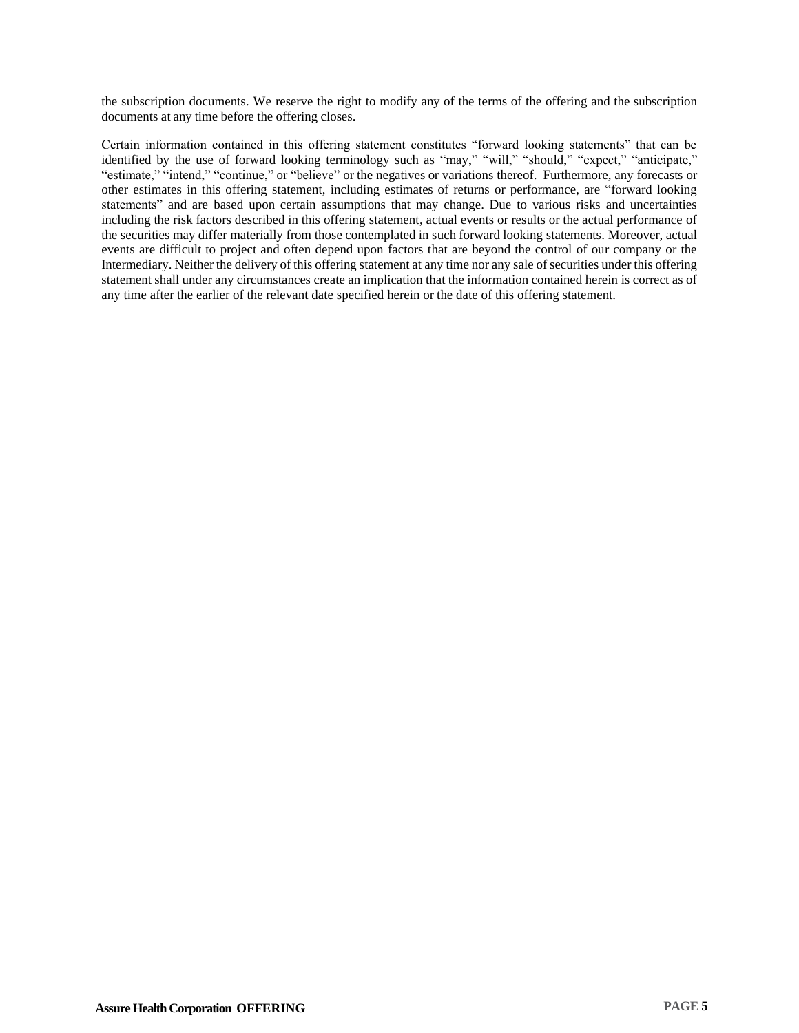the subscription documents. We reserve the right to modify any of the terms of the offering and the subscription documents at any time before the offering closes.

Certain information contained in this offering statement constitutes "forward looking statements" that can be identified by the use of forward looking terminology such as "may," "will," "should," "expect," "anticipate," "estimate," "intend," "continue," or "believe" or the negatives or variations thereof. Furthermore, any forecasts or other estimates in this offering statement, including estimates of returns or performance, are "forward looking statements" and are based upon certain assumptions that may change. Due to various risks and uncertainties including the risk factors described in this offering statement, actual events or results or the actual performance of the securities may differ materially from those contemplated in such forward looking statements. Moreover, actual events are difficult to project and often depend upon factors that are beyond the control of our company or the Intermediary. Neither the delivery of this offering statement at any time nor any sale of securities under this offering statement shall under any circumstances create an implication that the information contained herein is correct as of any time after the earlier of the relevant date specified herein or the date of this offering statement.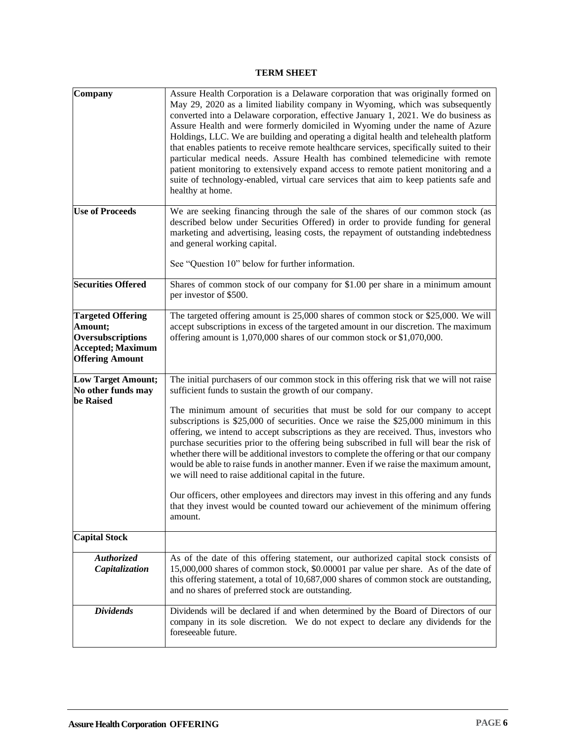# TERM SHEET

| | |
|---|---|
| **Company** | Assure Health Corporation is a Delaware corporation that was originally formed on May 29, 2020 as a limited liability company in Wyoming, which was subsequently converted into a Delaware corporation, effective January 1, 2021. We do business as Assure Health and were formerly domiciled in Wyoming under the name of Azure Holdings, LLC. We are building and operating a digital health and telehealth platform that enables patients to receive remote healthcare services, specifically suited to their particular medical needs. Assure Health has combined telemedicine with remote patient monitoring to extensively expand access to remote patient monitoring and a suite of technology-enabled, virtual care services that aim to keep patients safe and healthy at home. |
| **Use of Proceeds** | We are seeking financing through the sale of the shares of our common stock (as described below under Securities Offered) in order to provide funding for general marketing and advertising, leasing costs, the repayment of outstanding indebtedness and general working capital.<br><br>See "Question 10" below for further information. |
| **Securities Offered** | Shares of common stock of our company for $1.00 per share in a minimum amount per investor of $500. |
| **Targeted Offering Amount; Oversubscriptions Accepted; Maximum Offering Amount** | The targeted offering amount is 25,000 shares of common stock or $25,000. We will accept subscriptions in excess of the targeted amount in our discretion. The maximum offering amount is 1,070,000 shares of our common stock or $1,070,000. |
| **Low Target Amount; No other funds may be Raised** | The initial purchasers of our common stock in this offering risk that we will not raise sufficient funds to sustain the growth of our company.<br><br>The minimum amount of securities that must be sold for our company to accept subscriptions is $25,000 of securities. Once we raise the $25,000 minimum in this offering, we intend to accept subscriptions as they are received. Thus, investors who purchase securities prior to the offering being subscribed in full will bear the risk of whether there will be additional investors to complete the offering or that our company would be able to raise funds in another manner. Even if we raise the maximum amount, we will need to raise additional capital in the future.<br><br>Our officers, other employees and directors may invest in this offering and any funds that they invest would be counted toward our achievement of the minimum offering amount. |
| **Capital Stock** | |
| ***Authorized Capitalization*** | As of the date of this offering statement, our authorized capital stock consists of 15,000,000 shares of common stock, $0.00001 par value per share. As of the date of this offering statement, a total of 10,687,000 shares of common stock are outstanding, and no shares of preferred stock are outstanding. |
| ***Dividends*** | Dividends will be declared if and when determined by the Board of Directors of our company in its sole discretion. We do not expect to declare any dividends for the foreseeable future. |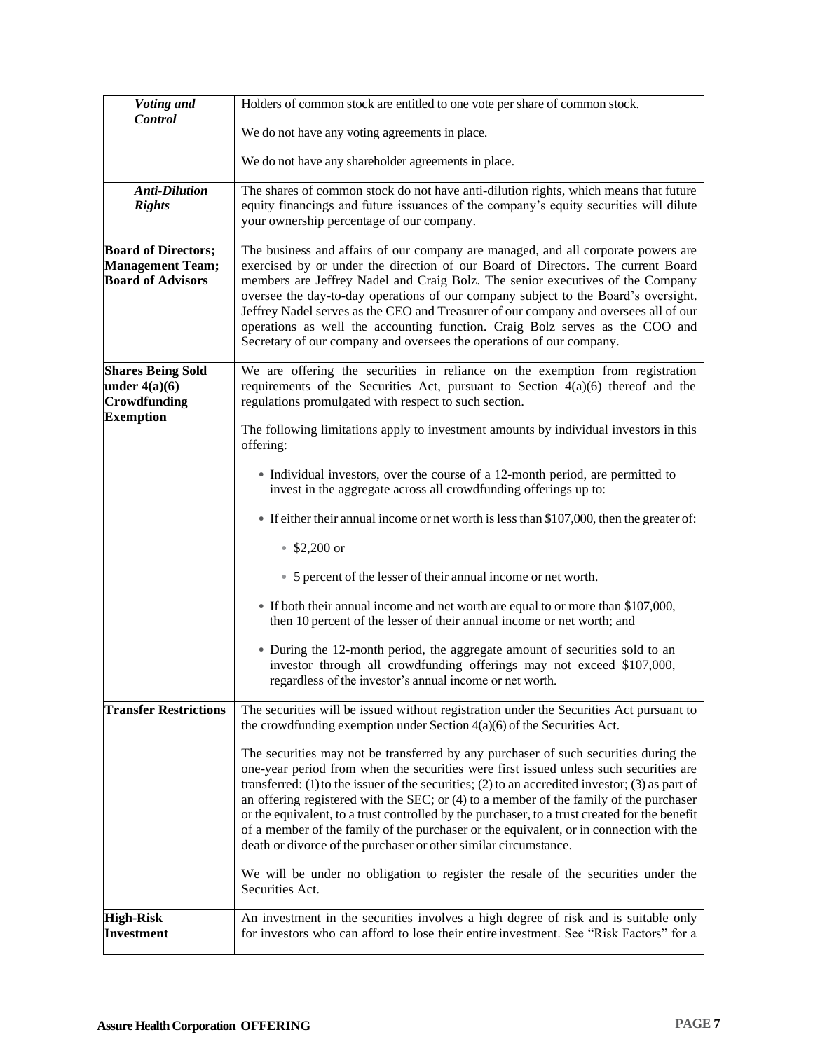| | |
|---|---|
| ***Voting and Control*** | Holders of common stock are entitled to one vote per share of common stock.<br><br>We do not have any voting agreements in place.<br><br>We do not have any shareholder agreements in place. |
| ***Anti-Dilution Rights*** | The shares of common stock do not have anti-dilution rights, which means that future equity financings and future issuances of the company's equity securities will dilute your ownership percentage of our company. |
| **Board of Directors; Management Team; Board of Advisors** | The business and affairs of our company are managed, and all corporate powers are exercised by or under the direction of our Board of Directors. The current Board members are Jeffrey Nadel and Craig Bolz. The senior executives of the Company oversee the day-to-day operations of our company subject to the Board's oversight. Jeffrey Nadel serves as the CEO and Treasurer of our company and oversees all of our operations as well the accounting function. Craig Bolz serves as the COO and Secretary of our company and oversees the operations of our company. |
| **Shares Being Sold under 4(a)(6) Crowdfunding Exemption** | We are offering the securities in reliance on the exemption from registration requirements of the Securities Act, pursuant to Section 4(a)(6) thereof and the regulations promulgated with respect to such section.<br><br>The following limitations apply to investment amounts by individual investors in this offering:<br><br>• Individual investors, over the course of a 12-month period, are permitted to invest in the aggregate across all crowdfunding offerings up to:<br><br>• If either their annual income or net worth is less than $107,000, then the greater of:<br><br>  ◦ $2,200 or<br><br>  ◦ 5 percent of the lesser of their annual income or net worth.<br><br>• If both their annual income and net worth are equal to or more than $107,000, then 10 percent of the lesser of their annual income or net worth; and<br><br>• During the 12-month period, the aggregate amount of securities sold to an investor through all crowdfunding offerings may not exceed $107,000, regardless of the investor's annual income or net worth. |
| **Transfer Restrictions** | The securities will be issued without registration under the Securities Act pursuant to the crowdfunding exemption under Section 4(a)(6) of the Securities Act.<br><br>The securities may not be transferred by any purchaser of such securities during the one-year period from when the securities were first issued unless such securities are transferred: (1) to the issuer of the securities; (2) to an accredited investor; (3) as part of an offering registered with the SEC; or (4) to a member of the family of the purchaser or the equivalent, to a trust controlled by the purchaser, to a trust created for the benefit of a member of the family of the purchaser or the equivalent, or in connection with the death or divorce of the purchaser or other similar circumstance.<br><br>We will be under no obligation to register the resale of the securities under the Securities Act. |
| **High-Risk Investment** | An investment in the securities involves a high degree of risk and is suitable only for investors who can afford to lose their entire investment. See "Risk Factors" for a |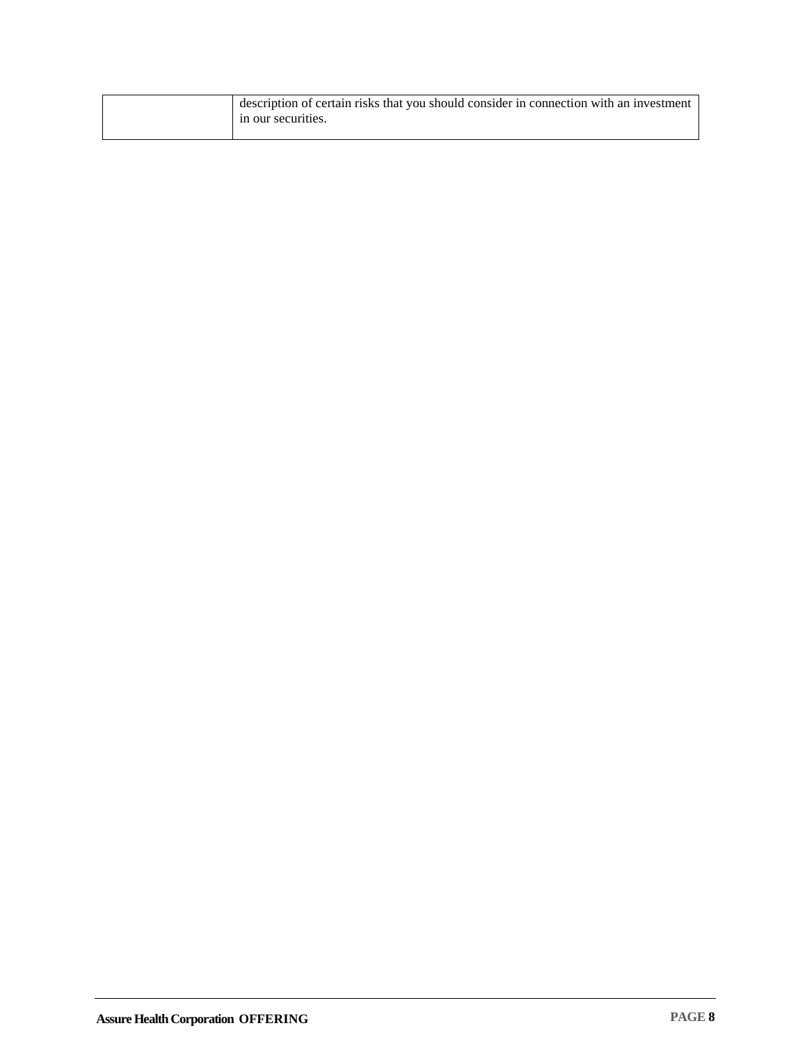| | |
|---|---|
| | description of certain risks that you should consider in connection with an investment in our securities. |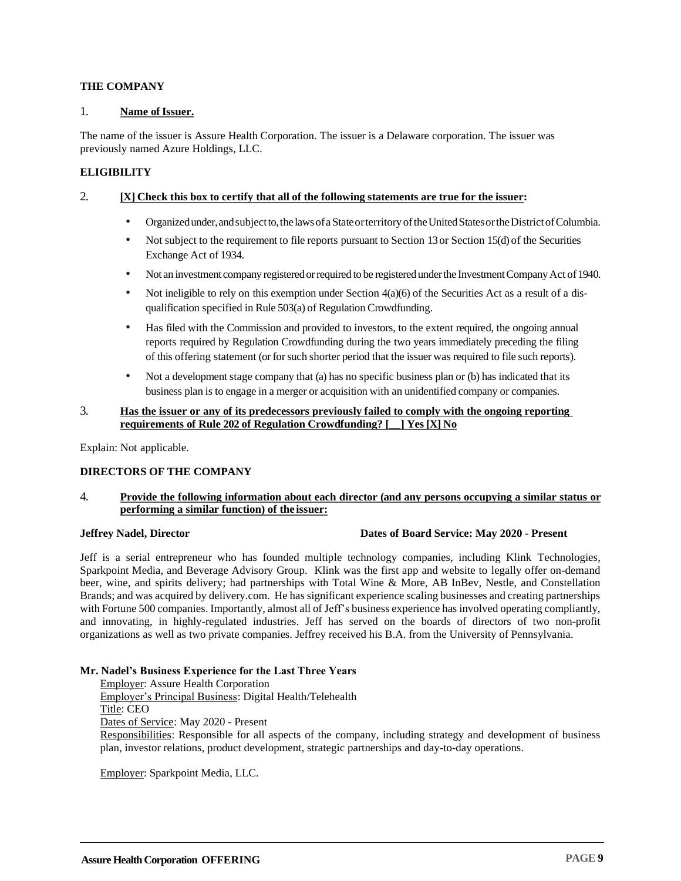**THE COMPANY**

1. **Name of Issuer.**

The name of the issuer is Assure Health Corporation. The issuer is a Delaware corporation. The issuer was previously named Azure Holdings, LLC.

**ELIGIBILITY**

2. **[X] Check this box to certify that all of the following statements are true for the issuer:**

- Organized under, and subject to, the laws of a State or territory of the United States or the District of Columbia.
- Not subject to the requirement to file reports pursuant to Section 13 or Section 15(d) of the Securities Exchange Act of 1934.
- Not an investment company registered or required to be registered under the Investment Company Act of 1940.
- Not ineligible to rely on this exemption under Section 4(a)(6) of the Securities Act as a result of a disqualification specified in Rule 503(a) of Regulation Crowdfunding.
- Has filed with the Commission and provided to investors, to the extent required, the ongoing annual reports required by Regulation Crowdfunding during the two years immediately preceding the filing of this offering statement (or for such shorter period that the issuer was required to file such reports).
- Not a development stage company that (a) has no specific business plan or (b) has indicated that its business plan is to engage in a merger or acquisition with an unidentified company or companies.

3. **Has the issuer or any of its predecessors previously failed to comply with the ongoing reporting requirements of Rule 202 of Regulation Crowdfunding? [__] Yes [X] No**

Explain: Not applicable.

**DIRECTORS OF THE COMPANY**

4. **Provide the following information about each director (and any persons occupying a similar status or performing a similar function) of the issuer:**

**Jeffrey Nadel, Director** **Dates of Board Service: May 2020 - Present**

Jeff is a serial entrepreneur who has founded multiple technology companies, including Klink Technologies, Sparkpoint Media, and Beverage Advisory Group. Klink was the first app and website to legally offer on-demand beer, wine, and spirits delivery; had partnerships with Total Wine & More, AB InBev, Nestle, and Constellation Brands; and was acquired by delivery.com. He has significant experience scaling businesses and creating partnerships with Fortune 500 companies. Importantly, almost all of Jeff's business experience has involved operating compliantly, and innovating, in highly-regulated industries. Jeff has served on the boards of directors of two non-profit organizations as well as two private companies. Jeffrey received his B.A. from the University of Pennsylvania.

**Mr. Nadel's Business Experience for the Last Three Years**

Employer: Assure Health Corporation
Employer's Principal Business: Digital Health/Telehealth
Title: CEO
Dates of Service: May 2020 - Present
Responsibilities: Responsible for all aspects of the company, including strategy and development of business plan, investor relations, product development, strategic partnerships and day-to-day operations.

Employer: Sparkpoint Media, LLC.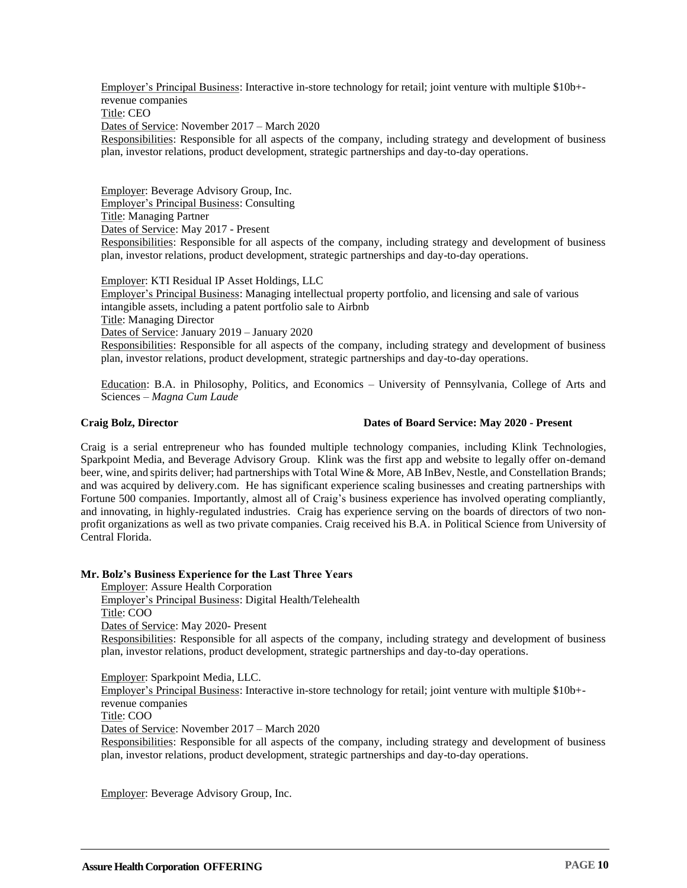Employer's Principal Business: Interactive in-store technology for retail; joint venture with multiple $10b+-revenue companies
Title: CEO
Dates of Service: November 2017 – March 2020
Responsibilities: Responsible for all aspects of the company, including strategy and development of business plan, investor relations, product development, strategic partnerships and day-to-day operations.

Employer: Beverage Advisory Group, Inc.
Employer's Principal Business: Consulting
Title: Managing Partner
Dates of Service: May 2017 - Present
Responsibilities: Responsible for all aspects of the company, including strategy and development of business plan, investor relations, product development, strategic partnerships and day-to-day operations.

Employer: KTI Residual IP Asset Holdings, LLC
Employer's Principal Business: Managing intellectual property portfolio, and licensing and sale of various intangible assets, including a patent portfolio sale to Airbnb
Title: Managing Director
Dates of Service: January 2019 – January 2020
Responsibilities: Responsible for all aspects of the company, including strategy and development of business plan, investor relations, product development, strategic partnerships and day-to-day operations.

Education: B.A. in Philosophy, Politics, and Economics – University of Pennsylvania, College of Arts and Sciences – *Magna Cum Laude*

**Craig Bolz, Director** **Dates of Board Service: May 2020 - Present**

Craig is a serial entrepreneur who has founded multiple technology companies, including Klink Technologies, Sparkpoint Media, and Beverage Advisory Group. Klink was the first app and website to legally offer on-demand beer, wine, and spirits deliver; had partnerships with Total Wine & More, AB InBev, Nestle, and Constellation Brands; and was acquired by delivery.com. He has significant experience scaling businesses and creating partnerships with Fortune 500 companies. Importantly, almost all of Craig's business experience has involved operating compliantly, and innovating, in highly-regulated industries. Craig has experience serving on the boards of directors of two non-profit organizations as well as two private companies. Craig received his B.A. in Political Science from University of Central Florida.

**Mr. Bolz's Business Experience for the Last Three Years**

Employer: Assure Health Corporation
Employer's Principal Business: Digital Health/Telehealth
Title: COO
Dates of Service: May 2020- Present
Responsibilities: Responsible for all aspects of the company, including strategy and development of business plan, investor relations, product development, strategic partnerships and day-to-day operations.

Employer: Sparkpoint Media, LLC.
Employer's Principal Business: Interactive in-store technology for retail; joint venture with multiple $10b+-revenue companies
Title: COO
Dates of Service: November 2017 – March 2020
Responsibilities: Responsible for all aspects of the company, including strategy and development of business plan, investor relations, product development, strategic partnerships and day-to-day operations.

Employer: Beverage Advisory Group, Inc.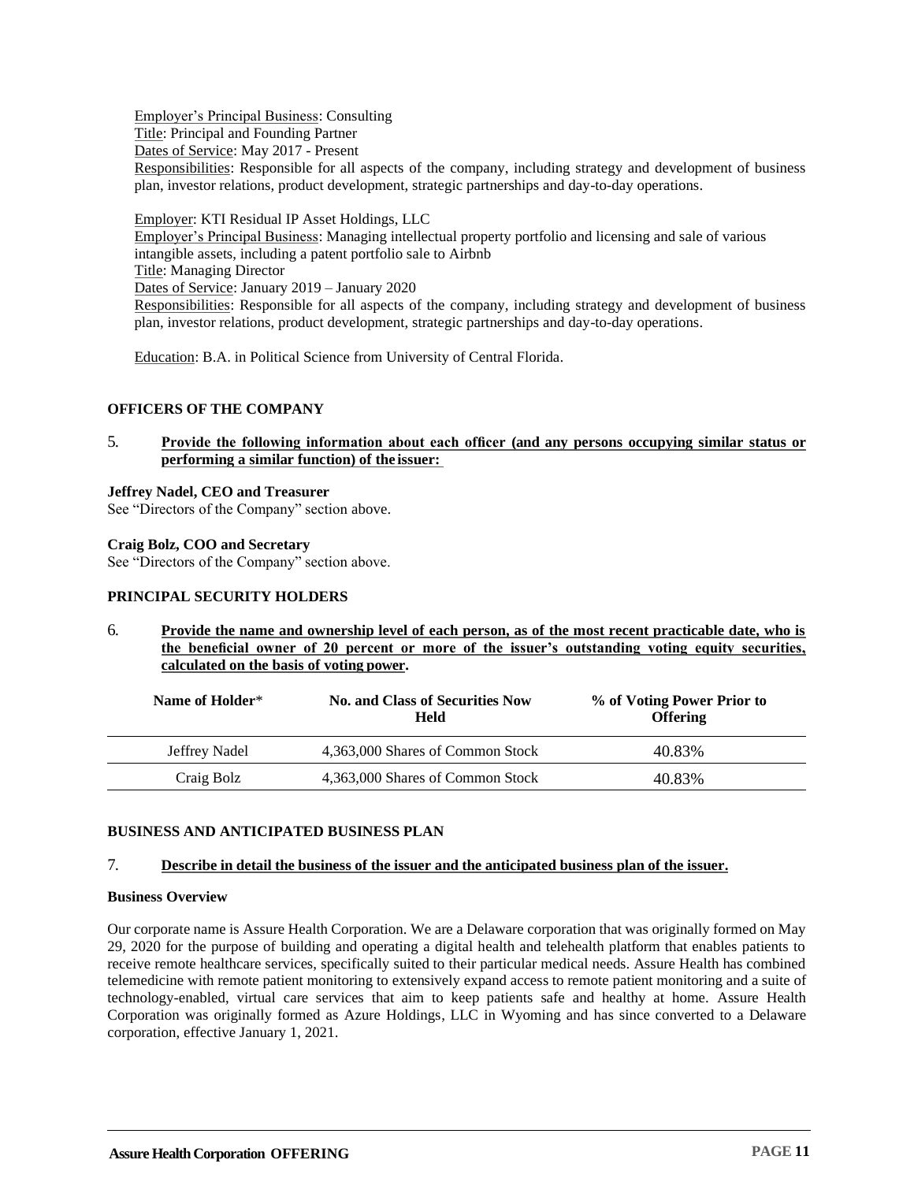Employer's Principal Business: Consulting
Title: Principal and Founding Partner
Dates of Service: May 2017 - Present
Responsibilities: Responsible for all aspects of the company, including strategy and development of business plan, investor relations, product development, strategic partnerships and day-to-day operations.

Employer: KTI Residual IP Asset Holdings, LLC
Employer's Principal Business: Managing intellectual property portfolio and licensing and sale of various intangible assets, including a patent portfolio sale to Airbnb
Title: Managing Director
Dates of Service: January 2019 – January 2020
Responsibilities: Responsible for all aspects of the company, including strategy and development of business plan, investor relations, product development, strategic partnerships and day-to-day operations.

Education: B.A. in Political Science from University of Central Florida.

### OFFICERS OF THE COMPANY

5. **Provide the following information about each officer (and any persons occupying similar status or performing a similar function) of the issuer:**

**Jeffrey Nadel, CEO and Treasurer**
See "Directors of the Company" section above.

**Craig Bolz, COO and Secretary**
See "Directors of the Company" section above.

### PRINCIPAL SECURITY HOLDERS

6. **Provide the name and ownership level of each person, as of the most recent practicable date, who is the beneficial owner of 20 percent or more of the issuer's outstanding voting equity securities, calculated on the basis of voting power.**

| Name of Holder* | No. and Class of Securities Now Held | % of Voting Power Prior to Offering |
|---|---|---|
| Jeffrey Nadel | 4,363,000 Shares of Common Stock | 40.83% |
| Craig Bolz | 4,363,000 Shares of Common Stock | 40.83% |

### BUSINESS AND ANTICIPATED BUSINESS PLAN

7. **Describe in detail the business of the issuer and the anticipated business plan of the issuer.**

**Business Overview**

Our corporate name is Assure Health Corporation. We are a Delaware corporation that was originally formed on May 29, 2020 for the purpose of building and operating a digital health and telehealth platform that enables patients to receive remote healthcare services, specifically suited to their particular medical needs. Assure Health has combined telemedicine with remote patient monitoring to extensively expand access to remote patient monitoring and a suite of technology-enabled, virtual care services that aim to keep patients safe and healthy at home. Assure Health Corporation was originally formed as Azure Holdings, LLC in Wyoming and has since converted to a Delaware corporation, effective January 1, 2021.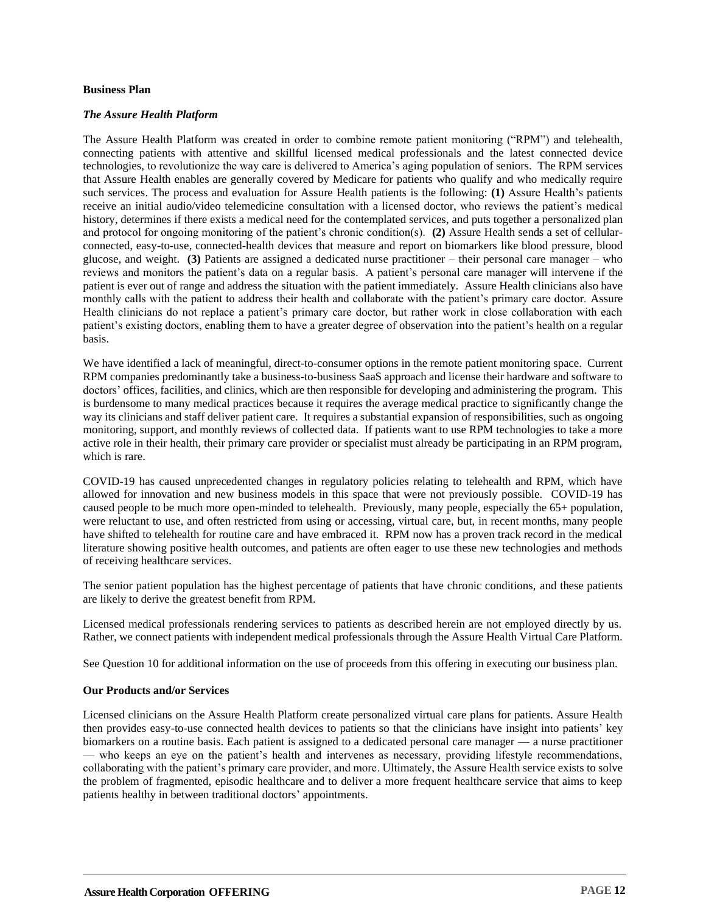**Business Plan**

***The Assure Health Platform***

The Assure Health Platform was created in order to combine remote patient monitoring ("RPM") and telehealth, connecting patients with attentive and skillful licensed medical professionals and the latest connected device technologies, to revolutionize the way care is delivered to America's aging population of seniors. The RPM services that Assure Health enables are generally covered by Medicare for patients who qualify and who medically require such services. The process and evaluation for Assure Health patients is the following: **(1)** Assure Health's patients receive an initial audio/video telemedicine consultation with a licensed doctor, who reviews the patient's medical history, determines if there exists a medical need for the contemplated services, and puts together a personalized plan and protocol for ongoing monitoring of the patient's chronic condition(s). **(2)** Assure Health sends a set of cellular-connected, easy-to-use, connected-health devices that measure and report on biomarkers like blood pressure, blood glucose, and weight. **(3)** Patients are assigned a dedicated nurse practitioner – their personal care manager – who reviews and monitors the patient's data on a regular basis. A patient's personal care manager will intervene if the patient is ever out of range and address the situation with the patient immediately. Assure Health clinicians also have monthly calls with the patient to address their health and collaborate with the patient's primary care doctor. Assure Health clinicians do not replace a patient's primary care doctor, but rather work in close collaboration with each patient's existing doctors, enabling them to have a greater degree of observation into the patient's health on a regular basis.

We have identified a lack of meaningful, direct-to-consumer options in the remote patient monitoring space. Current RPM companies predominantly take a business-to-business SaaS approach and license their hardware and software to doctors' offices, facilities, and clinics, which are then responsible for developing and administering the program. This is burdensome to many medical practices because it requires the average medical practice to significantly change the way its clinicians and staff deliver patient care. It requires a substantial expansion of responsibilities, such as ongoing monitoring, support, and monthly reviews of collected data. If patients want to use RPM technologies to take a more active role in their health, their primary care provider or specialist must already be participating in an RPM program, which is rare.

COVID-19 has caused unprecedented changes in regulatory policies relating to telehealth and RPM, which have allowed for innovation and new business models in this space that were not previously possible. COVID-19 has caused people to be much more open-minded to telehealth. Previously, many people, especially the 65+ population, were reluctant to use, and often restricted from using or accessing, virtual care, but, in recent months, many people have shifted to telehealth for routine care and have embraced it. RPM now has a proven track record in the medical literature showing positive health outcomes, and patients are often eager to use these new technologies and methods of receiving healthcare services.

The senior patient population has the highest percentage of patients that have chronic conditions, and these patients are likely to derive the greatest benefit from RPM.

Licensed medical professionals rendering services to patients as described herein are not employed directly by us. Rather, we connect patients with independent medical professionals through the Assure Health Virtual Care Platform.

See Question 10 for additional information on the use of proceeds from this offering in executing our business plan.

**Our Products and/or Services**

Licensed clinicians on the Assure Health Platform create personalized virtual care plans for patients. Assure Health then provides easy-to-use connected health devices to patients so that the clinicians have insight into patients' key biomarkers on a routine basis. Each patient is assigned to a dedicated personal care manager — a nurse practitioner — who keeps an eye on the patient's health and intervenes as necessary, providing lifestyle recommendations, collaborating with the patient's primary care provider, and more. Ultimately, the Assure Health service exists to solve the problem of fragmented, episodic healthcare and to deliver a more frequent healthcare service that aims to keep patients healthy in between traditional doctors' appointments.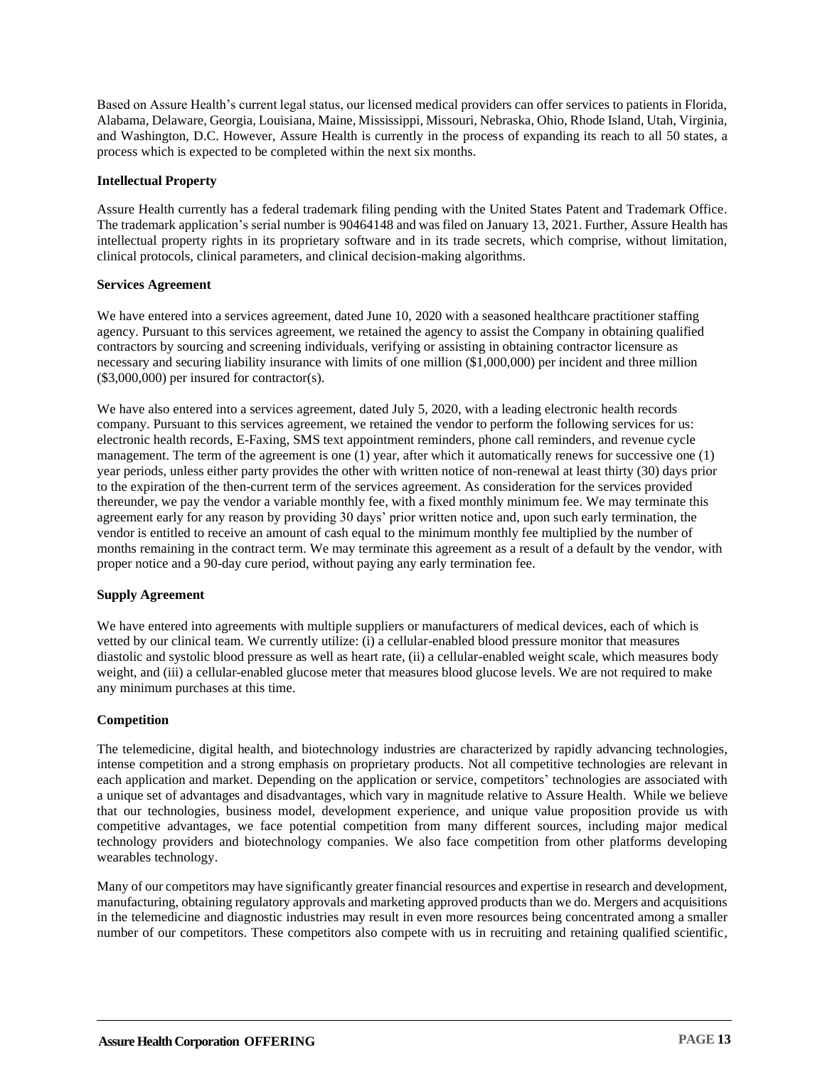Based on Assure Health's current legal status, our licensed medical providers can offer services to patients in Florida, Alabama, Delaware, Georgia, Louisiana, Maine, Mississippi, Missouri, Nebraska, Ohio, Rhode Island, Utah, Virginia, and Washington, D.C. However, Assure Health is currently in the process of expanding its reach to all 50 states, a process which is expected to be completed within the next six months.

**Intellectual Property**

Assure Health currently has a federal trademark filing pending with the United States Patent and Trademark Office. The trademark application's serial number is 90464148 and was filed on January 13, 2021. Further, Assure Health has intellectual property rights in its proprietary software and in its trade secrets, which comprise, without limitation, clinical protocols, clinical parameters, and clinical decision-making algorithms.

**Services Agreement**

We have entered into a services agreement, dated June 10, 2020 with a seasoned healthcare practitioner staffing agency. Pursuant to this services agreement, we retained the agency to assist the Company in obtaining qualified contractors by sourcing and screening individuals, verifying or assisting in obtaining contractor licensure as necessary and securing liability insurance with limits of one million ($1,000,000) per incident and three million ($3,000,000) per insured for contractor(s).

We have also entered into a services agreement, dated July 5, 2020, with a leading electronic health records company. Pursuant to this services agreement, we retained the vendor to perform the following services for us: electronic health records, E-Faxing, SMS text appointment reminders, phone call reminders, and revenue cycle management. The term of the agreement is one (1) year, after which it automatically renews for successive one (1) year periods, unless either party provides the other with written notice of non-renewal at least thirty (30) days prior to the expiration of the then-current term of the services agreement. As consideration for the services provided thereunder, we pay the vendor a variable monthly fee, with a fixed monthly minimum fee. We may terminate this agreement early for any reason by providing 30 days' prior written notice and, upon such early termination, the vendor is entitled to receive an amount of cash equal to the minimum monthly fee multiplied by the number of months remaining in the contract term. We may terminate this agreement as a result of a default by the vendor, with proper notice and a 90-day cure period, without paying any early termination fee.

**Supply Agreement**

We have entered into agreements with multiple suppliers or manufacturers of medical devices, each of which is vetted by our clinical team. We currently utilize: (i) a cellular-enabled blood pressure monitor that measures diastolic and systolic blood pressure as well as heart rate, (ii) a cellular-enabled weight scale, which measures body weight, and (iii) a cellular-enabled glucose meter that measures blood glucose levels. We are not required to make any minimum purchases at this time.

**Competition**

The telemedicine, digital health, and biotechnology industries are characterized by rapidly advancing technologies, intense competition and a strong emphasis on proprietary products. Not all competitive technologies are relevant in each application and market. Depending on the application or service, competitors' technologies are associated with a unique set of advantages and disadvantages, which vary in magnitude relative to Assure Health. While we believe that our technologies, business model, development experience, and unique value proposition provide us with competitive advantages, we face potential competition from many different sources, including major medical technology providers and biotechnology companies. We also face competition from other platforms developing wearables technology.

Many of our competitors may have significantly greater financial resources and expertise in research and development, manufacturing, obtaining regulatory approvals and marketing approved products than we do. Mergers and acquisitions in the telemedicine and diagnostic industries may result in even more resources being concentrated among a smaller number of our competitors. These competitors also compete with us in recruiting and retaining qualified scientific,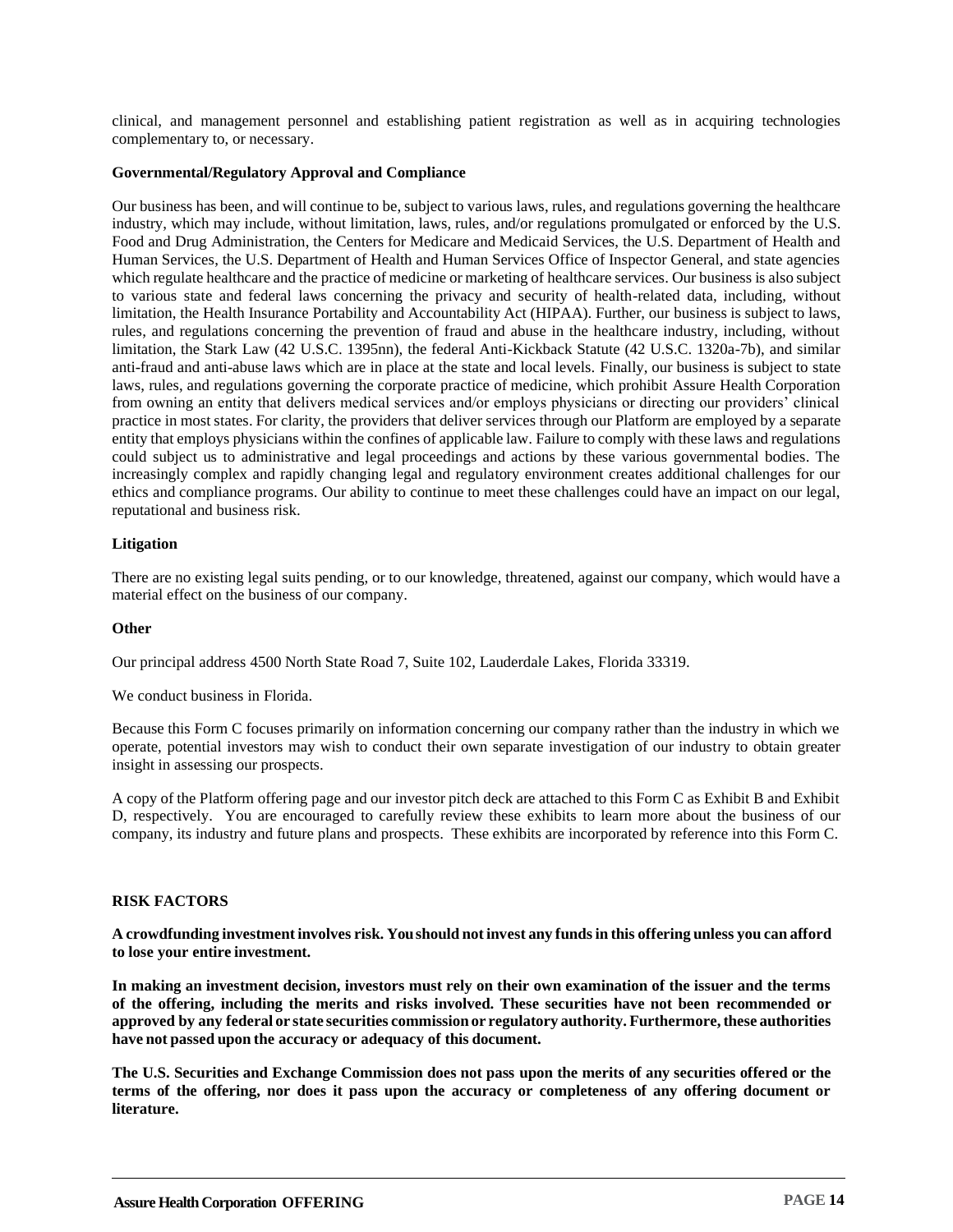clinical, and management personnel and establishing patient registration as well as in acquiring technologies complementary to, or necessary.

**Governmental/Regulatory Approval and Compliance**

Our business has been, and will continue to be, subject to various laws, rules, and regulations governing the healthcare industry, which may include, without limitation, laws, rules, and/or regulations promulgated or enforced by the U.S. Food and Drug Administration, the Centers for Medicare and Medicaid Services, the U.S. Department of Health and Human Services, the U.S. Department of Health and Human Services Office of Inspector General, and state agencies which regulate healthcare and the practice of medicine or marketing of healthcare services. Our business is also subject to various state and federal laws concerning the privacy and security of health-related data, including, without limitation, the Health Insurance Portability and Accountability Act (HIPAA). Further, our business is subject to laws, rules, and regulations concerning the prevention of fraud and abuse in the healthcare industry, including, without limitation, the Stark Law (42 U.S.C. 1395nn), the federal Anti-Kickback Statute (42 U.S.C. 1320a-7b), and similar anti-fraud and anti-abuse laws which are in place at the state and local levels. Finally, our business is subject to state laws, rules, and regulations governing the corporate practice of medicine, which prohibit Assure Health Corporation from owning an entity that delivers medical services and/or employs physicians or directing our providers' clinical practice in most states. For clarity, the providers that deliver services through our Platform are employed by a separate entity that employs physicians within the confines of applicable law. Failure to comply with these laws and regulations could subject us to administrative and legal proceedings and actions by these various governmental bodies. The increasingly complex and rapidly changing legal and regulatory environment creates additional challenges for our ethics and compliance programs. Our ability to continue to meet these challenges could have an impact on our legal, reputational and business risk.

**Litigation**

There are no existing legal suits pending, or to our knowledge, threatened, against our company, which would have a material effect on the business of our company.

**Other**

Our principal address 4500 North State Road 7, Suite 102, Lauderdale Lakes, Florida 33319.

We conduct business in Florida.

Because this Form C focuses primarily on information concerning our company rather than the industry in which we operate, potential investors may wish to conduct their own separate investigation of our industry to obtain greater insight in assessing our prospects.

A copy of the Platform offering page and our investor pitch deck are attached to this Form C as Exhibit B and Exhibit D, respectively. You are encouraged to carefully review these exhibits to learn more about the business of our company, its industry and future plans and prospects. These exhibits are incorporated by reference into this Form C.

**RISK FACTORS**

**A crowdfunding investment involves risk. You should not invest any funds in this offering unless you can afford to lose your entire investment.**

**In making an investment decision, investors must rely on their own examination of the issuer and the terms of the offering, including the merits and risks involved. These securities have not been recommended or approved by any federal or state securities commission or regulatory authority. Furthermore, these authorities have not passed upon the accuracy or adequacy of this document.**

**The U.S. Securities and Exchange Commission does not pass upon the merits of any securities offered or the terms of the offering, nor does it pass upon the accuracy or completeness of any offering document or literature.**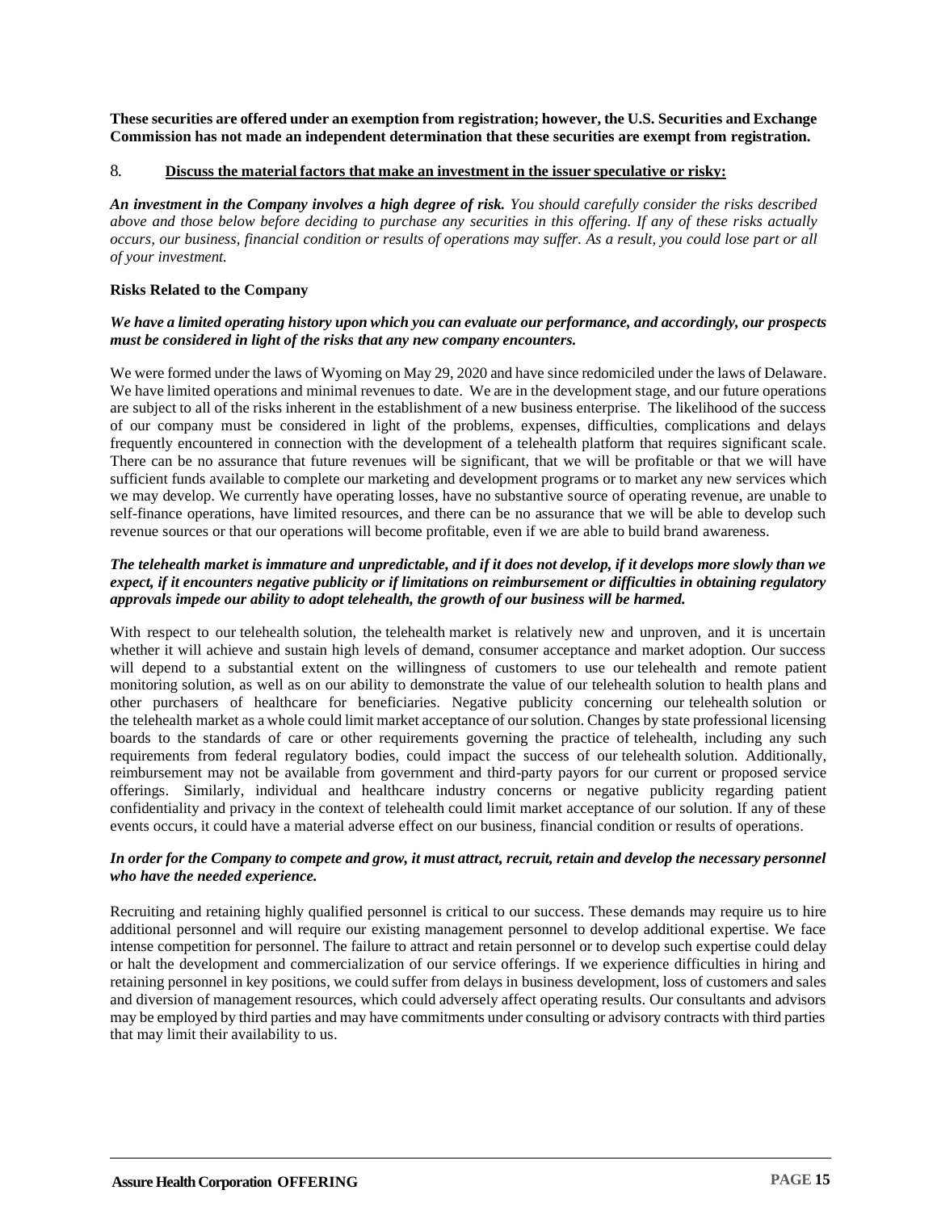**These securities are offered under an exemption from registration; however, the U.S. Securities and Exchange Commission has not made an independent determination that these securities are exempt from registration.**

8. **Discuss the material factors that make an investment in the issuer speculative or risky:**

***An investment in the Company involves a high degree of risk.*** *You should carefully consider the risks described above and those below before deciding to purchase any securities in this offering. If any of these risks actually occurs, our business, financial condition or results of operations may suffer. As a result, you could lose part or all of your investment.*

**Risks Related to the Company**

***We have a limited operating history upon which you can evaluate our performance, and accordingly, our prospects must be considered in light of the risks that any new company encounters.***

We were formed under the laws of Wyoming on May 29, 2020 and have since redomiciled under the laws of Delaware. We have limited operations and minimal revenues to date. We are in the development stage, and our future operations are subject to all of the risks inherent in the establishment of a new business enterprise. The likelihood of the success of our company must be considered in light of the problems, expenses, difficulties, complications and delays frequently encountered in connection with the development of a telehealth platform that requires significant scale. There can be no assurance that future revenues will be significant, that we will be profitable or that we will have sufficient funds available to complete our marketing and development programs or to market any new services which we may develop. We currently have operating losses, have no substantive source of operating revenue, are unable to self-finance operations, have limited resources, and there can be no assurance that we will be able to develop such revenue sources or that our operations will become profitable, even if we are able to build brand awareness.

***The telehealth market is immature and unpredictable, and if it does not develop, if it develops more slowly than we expect, if it encounters negative publicity or if limitations on reimbursement or difficulties in obtaining regulatory approvals impede our ability to adopt telehealth, the growth of our business will be harmed.***

With respect to our telehealth solution, the telehealth market is relatively new and unproven, and it is uncertain whether it will achieve and sustain high levels of demand, consumer acceptance and market adoption. Our success will depend to a substantial extent on the willingness of customers to use our telehealth and remote patient monitoring solution, as well as on our ability to demonstrate the value of our telehealth solution to health plans and other purchasers of healthcare for beneficiaries. Negative publicity concerning our telehealth solution or the telehealth market as a whole could limit market acceptance of our solution. Changes by state professional licensing boards to the standards of care or other requirements governing the practice of telehealth, including any such requirements from federal regulatory bodies, could impact the success of our telehealth solution. Additionally, reimbursement may not be available from government and third-party payors for our current or proposed service offerings. Similarly, individual and healthcare industry concerns or negative publicity regarding patient confidentiality and privacy in the context of telehealth could limit market acceptance of our solution. If any of these events occurs, it could have a material adverse effect on our business, financial condition or results of operations.

***In order for the Company to compete and grow, it must attract, recruit, retain and develop the necessary personnel who have the needed experience.***

Recruiting and retaining highly qualified personnel is critical to our success. These demands may require us to hire additional personnel and will require our existing management personnel to develop additional expertise. We face intense competition for personnel. The failure to attract and retain personnel or to develop such expertise could delay or halt the development and commercialization of our service offerings. If we experience difficulties in hiring and retaining personnel in key positions, we could suffer from delays in business development, loss of customers and sales and diversion of management resources, which could adversely affect operating results. Our consultants and advisors may be employed by third parties and may have commitments under consulting or advisory contracts with third parties that may limit their availability to us.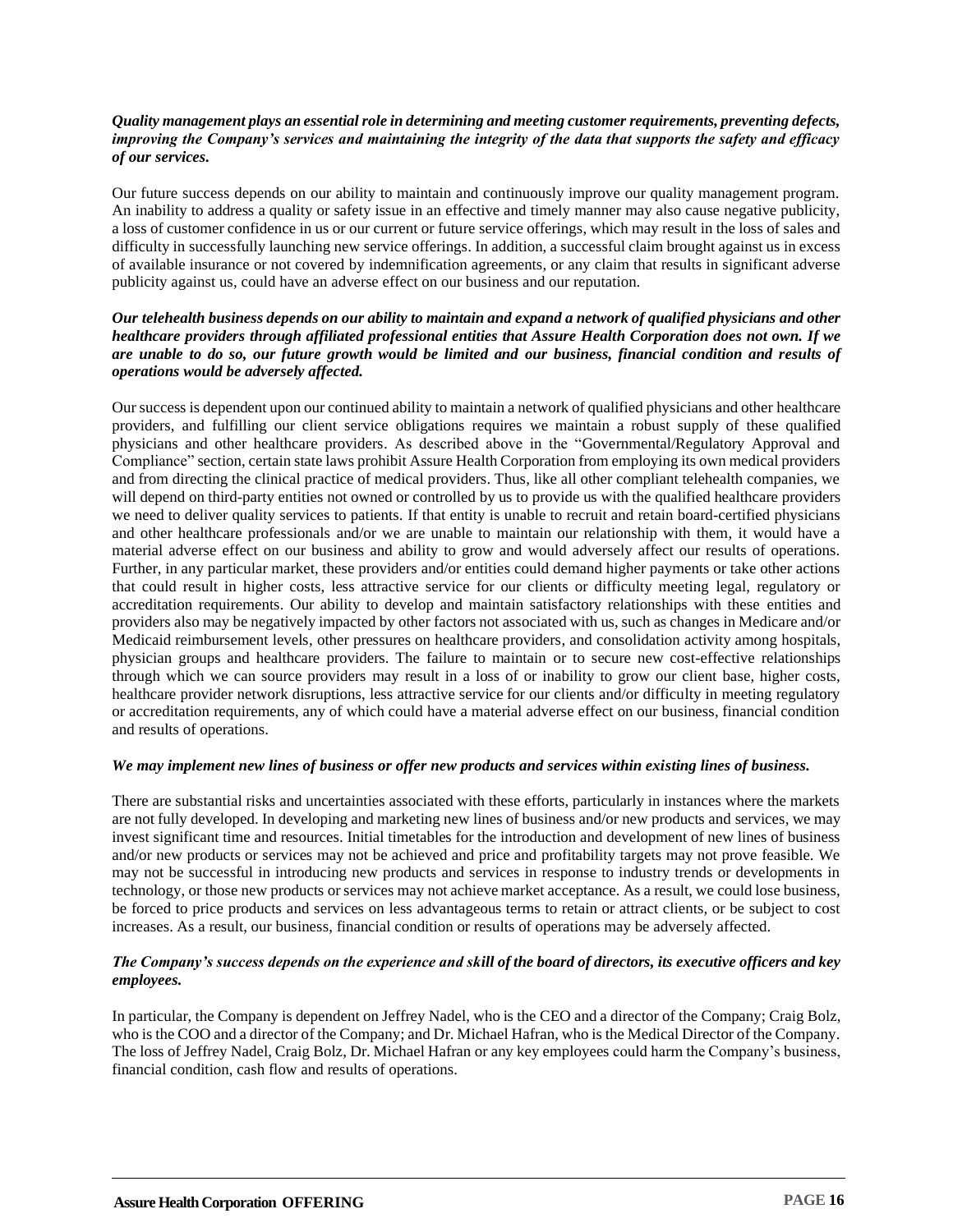***Quality management plays an essential role in determining and meeting customer requirements, preventing defects, improving the Company's services and maintaining the integrity of the data that supports the safety and efficacy of our services.***

Our future success depends on our ability to maintain and continuously improve our quality management program. An inability to address a quality or safety issue in an effective and timely manner may also cause negative publicity, a loss of customer confidence in us or our current or future service offerings, which may result in the loss of sales and difficulty in successfully launching new service offerings. In addition, a successful claim brought against us in excess of available insurance or not covered by indemnification agreements, or any claim that results in significant adverse publicity against us, could have an adverse effect on our business and our reputation.

***Our telehealth business depends on our ability to maintain and expand a network of qualified physicians and other healthcare providers through affiliated professional entities that Assure Health Corporation does not own. If we are unable to do so, our future growth would be limited and our business, financial condition and results of operations would be adversely affected.***

Our success is dependent upon our continued ability to maintain a network of qualified physicians and other healthcare providers, and fulfilling our client service obligations requires we maintain a robust supply of these qualified physicians and other healthcare providers. As described above in the "Governmental/Regulatory Approval and Compliance" section, certain state laws prohibit Assure Health Corporation from employing its own medical providers and from directing the clinical practice of medical providers. Thus, like all other compliant telehealth companies, we will depend on third-party entities not owned or controlled by us to provide us with the qualified healthcare providers we need to deliver quality services to patients. If that entity is unable to recruit and retain board-certified physicians and other healthcare professionals and/or we are unable to maintain our relationship with them, it would have a material adverse effect on our business and ability to grow and would adversely affect our results of operations. Further, in any particular market, these providers and/or entities could demand higher payments or take other actions that could result in higher costs, less attractive service for our clients or difficulty meeting legal, regulatory or accreditation requirements. Our ability to develop and maintain satisfactory relationships with these entities and providers also may be negatively impacted by other factors not associated with us, such as changes in Medicare and/or Medicaid reimbursement levels, other pressures on healthcare providers, and consolidation activity among hospitals, physician groups and healthcare providers. The failure to maintain or to secure new cost-effective relationships through which we can source providers may result in a loss of or inability to grow our client base, higher costs, healthcare provider network disruptions, less attractive service for our clients and/or difficulty in meeting regulatory or accreditation requirements, any of which could have a material adverse effect on our business, financial condition and results of operations.

***We may implement new lines of business or offer new products and services within existing lines of business.***

There are substantial risks and uncertainties associated with these efforts, particularly in instances where the markets are not fully developed. In developing and marketing new lines of business and/or new products and services, we may invest significant time and resources. Initial timetables for the introduction and development of new lines of business and/or new products or services may not be achieved and price and profitability targets may not prove feasible. We may not be successful in introducing new products and services in response to industry trends or developments in technology, or those new products or services may not achieve market acceptance. As a result, we could lose business, be forced to price products and services on less advantageous terms to retain or attract clients, or be subject to cost increases. As a result, our business, financial condition or results of operations may be adversely affected.

***The Company's success depends on the experience and skill of the board of directors, its executive officers and key employees.***

In particular, the Company is dependent on Jeffrey Nadel, who is the CEO and a director of the Company; Craig Bolz, who is the COO and a director of the Company; and Dr. Michael Hafran, who is the Medical Director of the Company. The loss of Jeffrey Nadel, Craig Bolz, Dr. Michael Hafran or any key employees could harm the Company's business, financial condition, cash flow and results of operations.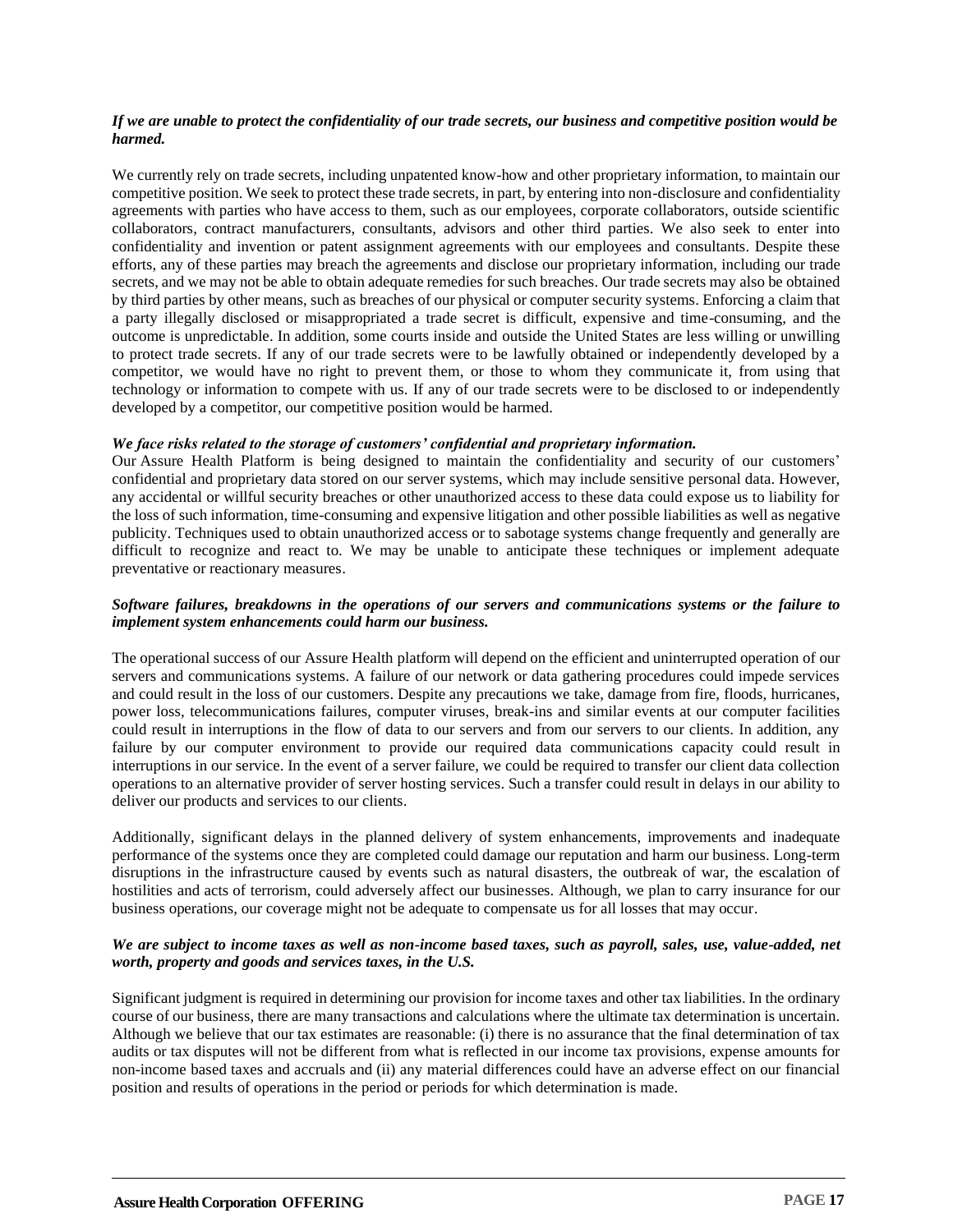***If we are unable to protect the confidentiality of our trade secrets, our business and competitive position would be harmed.***

We currently rely on trade secrets, including unpatented know-how and other proprietary information, to maintain our competitive position. We seek to protect these trade secrets, in part, by entering into non-disclosure and confidentiality agreements with parties who have access to them, such as our employees, corporate collaborators, outside scientific collaborators, contract manufacturers, consultants, advisors and other third parties. We also seek to enter into confidentiality and invention or patent assignment agreements with our employees and consultants. Despite these efforts, any of these parties may breach the agreements and disclose our proprietary information, including our trade secrets, and we may not be able to obtain adequate remedies for such breaches. Our trade secrets may also be obtained by third parties by other means, such as breaches of our physical or computer security systems. Enforcing a claim that a party illegally disclosed or misappropriated a trade secret is difficult, expensive and time-consuming, and the outcome is unpredictable. In addition, some courts inside and outside the United States are less willing or unwilling to protect trade secrets. If any of our trade secrets were to be lawfully obtained or independently developed by a competitor, we would have no right to prevent them, or those to whom they communicate it, from using that technology or information to compete with us. If any of our trade secrets were to be disclosed to or independently developed by a competitor, our competitive position would be harmed.

***We face risks related to the storage of customers' confidential and proprietary information.***

Our Assure Health Platform is being designed to maintain the confidentiality and security of our customers' confidential and proprietary data stored on our server systems, which may include sensitive personal data. However, any accidental or willful security breaches or other unauthorized access to these data could expose us to liability for the loss of such information, time-consuming and expensive litigation and other possible liabilities as well as negative publicity. Techniques used to obtain unauthorized access or to sabotage systems change frequently and generally are difficult to recognize and react to. We may be unable to anticipate these techniques or implement adequate preventative or reactionary measures.

***Software failures, breakdowns in the operations of our servers and communications systems or the failure to implement system enhancements could harm our business.***

The operational success of our Assure Health platform will depend on the efficient and uninterrupted operation of our servers and communications systems. A failure of our network or data gathering procedures could impede services and could result in the loss of our customers. Despite any precautions we take, damage from fire, floods, hurricanes, power loss, telecommunications failures, computer viruses, break-ins and similar events at our computer facilities could result in interruptions in the flow of data to our servers and from our servers to our clients. In addition, any failure by our computer environment to provide our required data communications capacity could result in interruptions in our service. In the event of a server failure, we could be required to transfer our client data collection operations to an alternative provider of server hosting services. Such a transfer could result in delays in our ability to deliver our products and services to our clients.

Additionally, significant delays in the planned delivery of system enhancements, improvements and inadequate performance of the systems once they are completed could damage our reputation and harm our business. Long-term disruptions in the infrastructure caused by events such as natural disasters, the outbreak of war, the escalation of hostilities and acts of terrorism, could adversely affect our businesses. Although, we plan to carry insurance for our business operations, our coverage might not be adequate to compensate us for all losses that may occur.

***We are subject to income taxes as well as non-income based taxes, such as payroll, sales, use, value-added, net worth, property and goods and services taxes, in the U.S.***

Significant judgment is required in determining our provision for income taxes and other tax liabilities. In the ordinary course of our business, there are many transactions and calculations where the ultimate tax determination is uncertain. Although we believe that our tax estimates are reasonable: (i) there is no assurance that the final determination of tax audits or tax disputes will not be different from what is reflected in our income tax provisions, expense amounts for non-income based taxes and accruals and (ii) any material differences could have an adverse effect on our financial position and results of operations in the period or periods for which determination is made.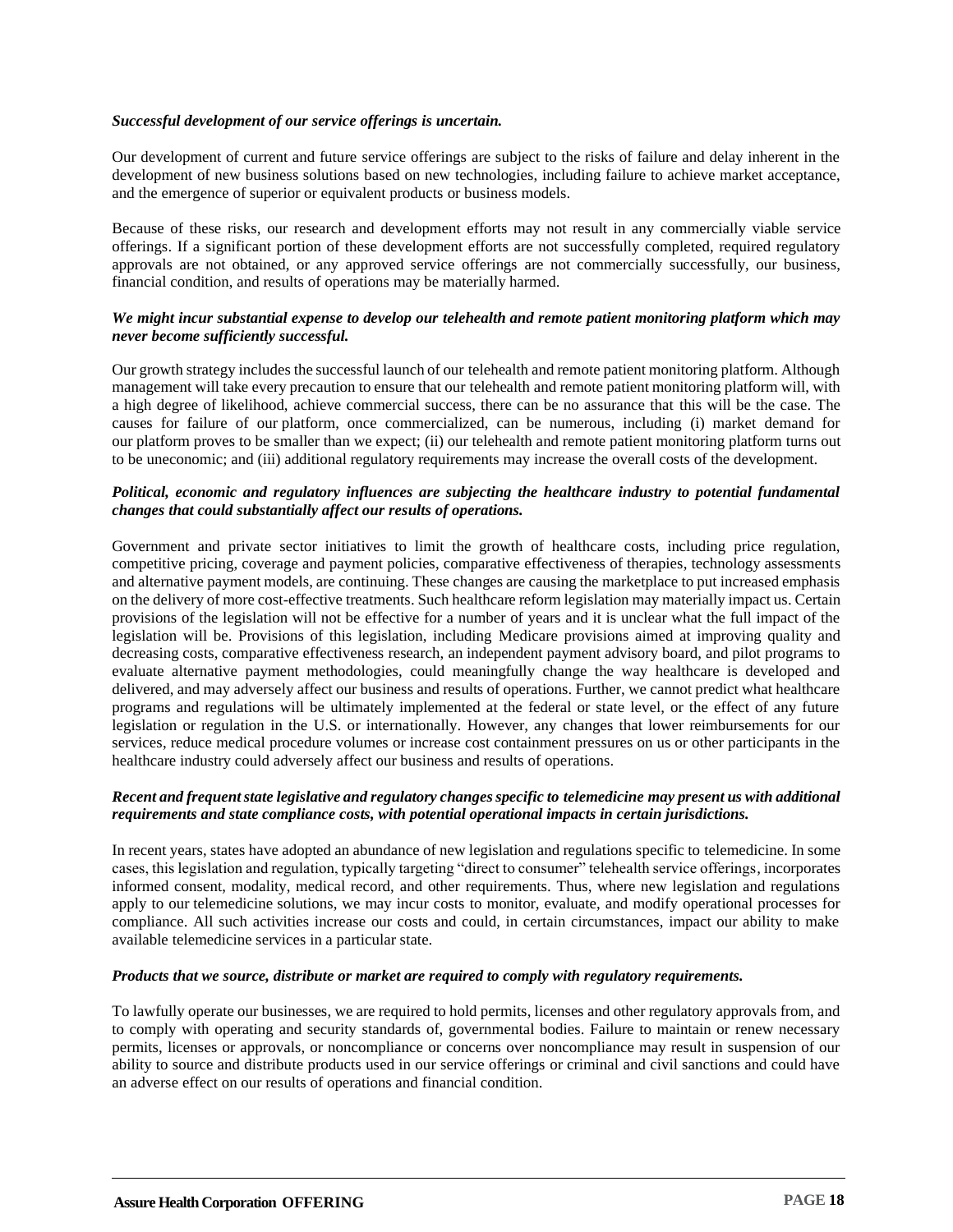***Successful development of our service offerings is uncertain.***

Our development of current and future service offerings are subject to the risks of failure and delay inherent in the development of new business solutions based on new technologies, including failure to achieve market acceptance, and the emergence of superior or equivalent products or business models.

Because of these risks, our research and development efforts may not result in any commercially viable service offerings. If a significant portion of these development efforts are not successfully completed, required regulatory approvals are not obtained, or any approved service offerings are not commercially successfully, our business, financial condition, and results of operations may be materially harmed.

***We might incur substantial expense to develop our telehealth and remote patient monitoring platform which may never become sufficiently successful.***

Our growth strategy includes the successful launch of our telehealth and remote patient monitoring platform. Although management will take every precaution to ensure that our telehealth and remote patient monitoring platform will, with a high degree of likelihood, achieve commercial success, there can be no assurance that this will be the case. The causes for failure of our platform, once commercialized, can be numerous, including (i) market demand for our platform proves to be smaller than we expect; (ii) our telehealth and remote patient monitoring platform turns out to be uneconomic; and (iii) additional regulatory requirements may increase the overall costs of the development.

***Political, economic and regulatory influences are subjecting the healthcare industry to potential fundamental changes that could substantially affect our results of operations.***

Government and private sector initiatives to limit the growth of healthcare costs, including price regulation, competitive pricing, coverage and payment policies, comparative effectiveness of therapies, technology assessments and alternative payment models, are continuing. These changes are causing the marketplace to put increased emphasis on the delivery of more cost-effective treatments. Such healthcare reform legislation may materially impact us. Certain provisions of the legislation will not be effective for a number of years and it is unclear what the full impact of the legislation will be. Provisions of this legislation, including Medicare provisions aimed at improving quality and decreasing costs, comparative effectiveness research, an independent payment advisory board, and pilot programs to evaluate alternative payment methodologies, could meaningfully change the way healthcare is developed and delivered, and may adversely affect our business and results of operations. Further, we cannot predict what healthcare programs and regulations will be ultimately implemented at the federal or state level, or the effect of any future legislation or regulation in the U.S. or internationally. However, any changes that lower reimbursements for our services, reduce medical procedure volumes or increase cost containment pressures on us or other participants in the healthcare industry could adversely affect our business and results of operations.

***Recent and frequent state legislative and regulatory changes specific to telemedicine may present us with additional requirements and state compliance costs, with potential operational impacts in certain jurisdictions.***

In recent years, states have adopted an abundance of new legislation and regulations specific to telemedicine. In some cases, this legislation and regulation, typically targeting "direct to consumer" telehealth service offerings, incorporates informed consent, modality, medical record, and other requirements. Thus, where new legislation and regulations apply to our telemedicine solutions, we may incur costs to monitor, evaluate, and modify operational processes for compliance. All such activities increase our costs and could, in certain circumstances, impact our ability to make available telemedicine services in a particular state.

***Products that we source, distribute or market are required to comply with regulatory requirements.***

To lawfully operate our businesses, we are required to hold permits, licenses and other regulatory approvals from, and to comply with operating and security standards of, governmental bodies. Failure to maintain or renew necessary permits, licenses or approvals, or noncompliance or concerns over noncompliance may result in suspension of our ability to source and distribute products used in our service offerings or criminal and civil sanctions and could have an adverse effect on our results of operations and financial condition.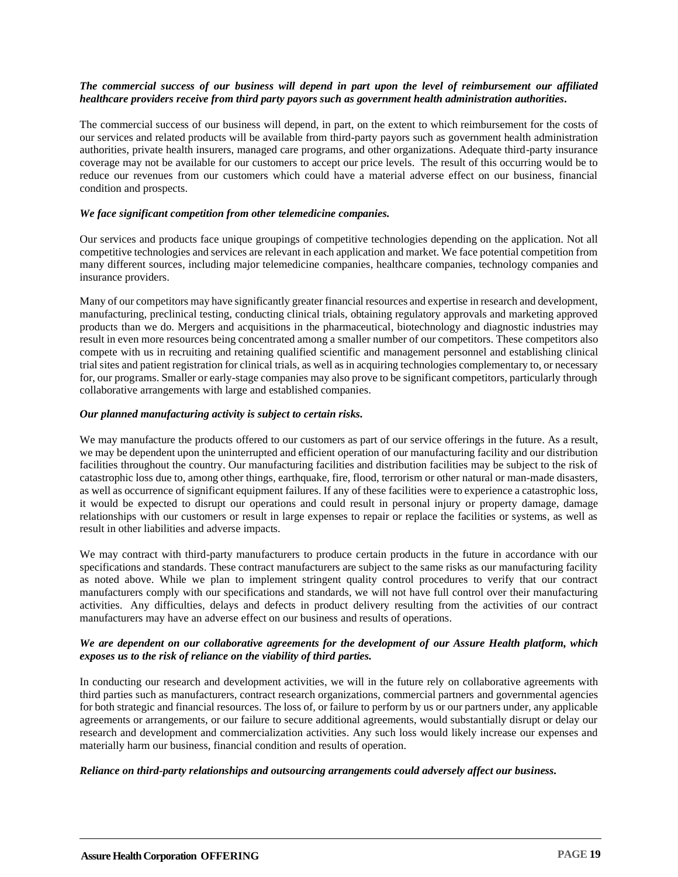***The commercial success of our business will depend in part upon the level of reimbursement our affiliated healthcare providers receive from third party payors such as government health administration authorities.***

The commercial success of our business will depend, in part, on the extent to which reimbursement for the costs of our services and related products will be available from third-party payors such as government health administration authorities, private health insurers, managed care programs, and other organizations. Adequate third-party insurance coverage may not be available for our customers to accept our price levels. The result of this occurring would be to reduce our revenues from our customers which could have a material adverse effect on our business, financial condition and prospects.

***We face significant competition from other telemedicine companies.***

Our services and products face unique groupings of competitive technologies depending on the application. Not all competitive technologies and services are relevant in each application and market. We face potential competition from many different sources, including major telemedicine companies, healthcare companies, technology companies and insurance providers.

Many of our competitors may have significantly greater financial resources and expertise in research and development, manufacturing, preclinical testing, conducting clinical trials, obtaining regulatory approvals and marketing approved products than we do. Mergers and acquisitions in the pharmaceutical, biotechnology and diagnostic industries may result in even more resources being concentrated among a smaller number of our competitors. These competitors also compete with us in recruiting and retaining qualified scientific and management personnel and establishing clinical trial sites and patient registration for clinical trials, as well as in acquiring technologies complementary to, or necessary for, our programs. Smaller or early-stage companies may also prove to be significant competitors, particularly through collaborative arrangements with large and established companies.

***Our planned manufacturing activity is subject to certain risks.***

We may manufacture the products offered to our customers as part of our service offerings in the future. As a result, we may be dependent upon the uninterrupted and efficient operation of our manufacturing facility and our distribution facilities throughout the country. Our manufacturing facilities and distribution facilities may be subject to the risk of catastrophic loss due to, among other things, earthquake, fire, flood, terrorism or other natural or man-made disasters, as well as occurrence of significant equipment failures. If any of these facilities were to experience a catastrophic loss, it would be expected to disrupt our operations and could result in personal injury or property damage, damage relationships with our customers or result in large expenses to repair or replace the facilities or systems, as well as result in other liabilities and adverse impacts.

We may contract with third-party manufacturers to produce certain products in the future in accordance with our specifications and standards. These contract manufacturers are subject to the same risks as our manufacturing facility as noted above. While we plan to implement stringent quality control procedures to verify that our contract manufacturers comply with our specifications and standards, we will not have full control over their manufacturing activities. Any difficulties, delays and defects in product delivery resulting from the activities of our contract manufacturers may have an adverse effect on our business and results of operations.

***We are dependent on our collaborative agreements for the development of our Assure Health platform, which exposes us to the risk of reliance on the viability of third parties.***

In conducting our research and development activities, we will in the future rely on collaborative agreements with third parties such as manufacturers, contract research organizations, commercial partners and governmental agencies for both strategic and financial resources. The loss of, or failure to perform by us or our partners under, any applicable agreements or arrangements, or our failure to secure additional agreements, would substantially disrupt or delay our research and development and commercialization activities. Any such loss would likely increase our expenses and materially harm our business, financial condition and results of operation.

***Reliance on third-party relationships and outsourcing arrangements could adversely affect our business.***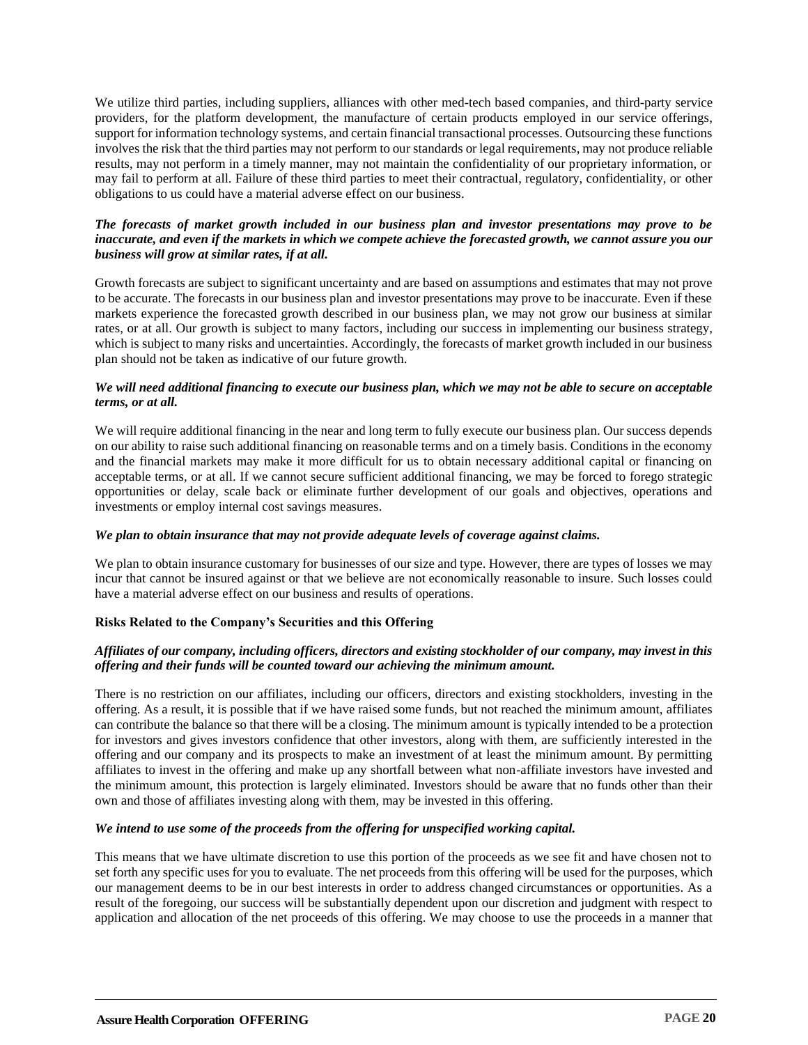We utilize third parties, including suppliers, alliances with other med-tech based companies, and third-party service providers, for the platform development, the manufacture of certain products employed in our service offerings, support for information technology systems, and certain financial transactional processes. Outsourcing these functions involves the risk that the third parties may not perform to our standards or legal requirements, may not produce reliable results, may not perform in a timely manner, may not maintain the confidentiality of our proprietary information, or may fail to perform at all. Failure of these third parties to meet their contractual, regulatory, confidentiality, or other obligations to us could have a material adverse effect on our business.

***The forecasts of market growth included in our business plan and investor presentations may prove to be inaccurate, and even if the markets in which we compete achieve the forecasted growth, we cannot assure you our business will grow at similar rates, if at all.***

Growth forecasts are subject to significant uncertainty and are based on assumptions and estimates that may not prove to be accurate. The forecasts in our business plan and investor presentations may prove to be inaccurate. Even if these markets experience the forecasted growth described in our business plan, we may not grow our business at similar rates, or at all. Our growth is subject to many factors, including our success in implementing our business strategy, which is subject to many risks and uncertainties. Accordingly, the forecasts of market growth included in our business plan should not be taken as indicative of our future growth.

***We will need additional financing to execute our business plan, which we may not be able to secure on acceptable terms, or at all.***

We will require additional financing in the near and long term to fully execute our business plan. Our success depends on our ability to raise such additional financing on reasonable terms and on a timely basis. Conditions in the economy and the financial markets may make it more difficult for us to obtain necessary additional capital or financing on acceptable terms, or at all. If we cannot secure sufficient additional financing, we may be forced to forego strategic opportunities or delay, scale back or eliminate further development of our goals and objectives, operations and investments or employ internal cost savings measures.

***We plan to obtain insurance that may not provide adequate levels of coverage against claims.***

We plan to obtain insurance customary for businesses of our size and type. However, there are types of losses we may incur that cannot be insured against or that we believe are not economically reasonable to insure. Such losses could have a material adverse effect on our business and results of operations.

**Risks Related to the Company's Securities and this Offering**

***Affiliates of our company, including officers, directors and existing stockholder of our company, may invest in this offering and their funds will be counted toward our achieving the minimum amount.***

There is no restriction on our affiliates, including our officers, directors and existing stockholders, investing in the offering. As a result, it is possible that if we have raised some funds, but not reached the minimum amount, affiliates can contribute the balance so that there will be a closing. The minimum amount is typically intended to be a protection for investors and gives investors confidence that other investors, along with them, are sufficiently interested in the offering and our company and its prospects to make an investment of at least the minimum amount. By permitting affiliates to invest in the offering and make up any shortfall between what non-affiliate investors have invested and the minimum amount, this protection is largely eliminated. Investors should be aware that no funds other than their own and those of affiliates investing along with them, may be invested in this offering.

***We intend to use some of the proceeds from the offering for unspecified working capital.***

This means that we have ultimate discretion to use this portion of the proceeds as we see fit and have chosen not to set forth any specific uses for you to evaluate. The net proceeds from this offering will be used for the purposes, which our management deems to be in our best interests in order to address changed circumstances or opportunities. As a result of the foregoing, our success will be substantially dependent upon our discretion and judgment with respect to application and allocation of the net proceeds of this offering. We may choose to use the proceeds in a manner that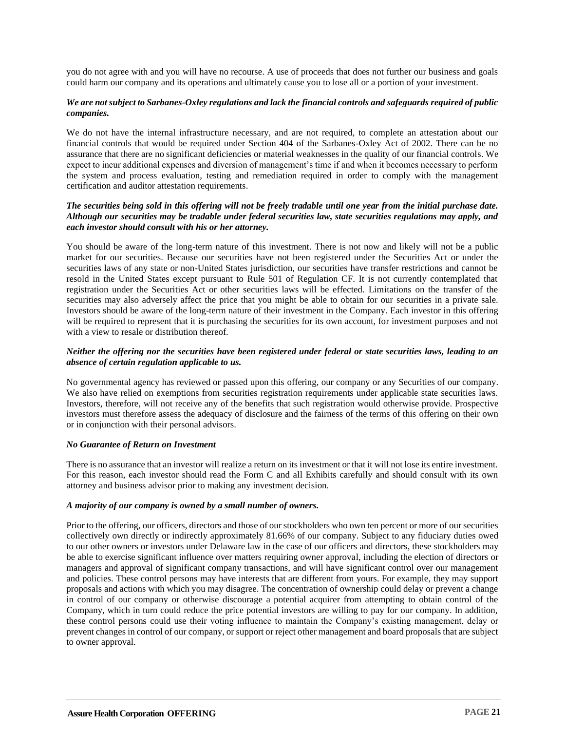you do not agree with and you will have no recourse. A use of proceeds that does not further our business and goals could harm our company and its operations and ultimately cause you to lose all or a portion of your investment.

***We are not subject to Sarbanes-Oxley regulations and lack the financial controls and safeguards required of public companies.***

We do not have the internal infrastructure necessary, and are not required, to complete an attestation about our financial controls that would be required under Section 404 of the Sarbanes-Oxley Act of 2002. There can be no assurance that there are no significant deficiencies or material weaknesses in the quality of our financial controls. We expect to incur additional expenses and diversion of management's time if and when it becomes necessary to perform the system and process evaluation, testing and remediation required in order to comply with the management certification and auditor attestation requirements.

***The securities being sold in this offering will not be freely tradable until one year from the initial purchase date. Although our securities may be tradable under federal securities law, state securities regulations may apply, and each investor should consult with his or her attorney.***

You should be aware of the long-term nature of this investment. There is not now and likely will not be a public market for our securities. Because our securities have not been registered under the Securities Act or under the securities laws of any state or non-United States jurisdiction, our securities have transfer restrictions and cannot be resold in the United States except pursuant to Rule 501 of Regulation CF. It is not currently contemplated that registration under the Securities Act or other securities laws will be effected. Limitations on the transfer of the securities may also adversely affect the price that you might be able to obtain for our securities in a private sale. Investors should be aware of the long-term nature of their investment in the Company. Each investor in this offering will be required to represent that it is purchasing the securities for its own account, for investment purposes and not with a view to resale or distribution thereof.

***Neither the offering nor the securities have been registered under federal or state securities laws, leading to an absence of certain regulation applicable to us.***

No governmental agency has reviewed or passed upon this offering, our company or any Securities of our company. We also have relied on exemptions from securities registration requirements under applicable state securities laws. Investors, therefore, will not receive any of the benefits that such registration would otherwise provide. Prospective investors must therefore assess the adequacy of disclosure and the fairness of the terms of this offering on their own or in conjunction with their personal advisors.

***No Guarantee of Return on Investment***

There is no assurance that an investor will realize a return on its investment or that it will not lose its entire investment. For this reason, each investor should read the Form C and all Exhibits carefully and should consult with its own attorney and business advisor prior to making any investment decision.

***A majority of our company is owned by a small number of owners.***

Prior to the offering, our officers, directors and those of our stockholders who own ten percent or more of our securities collectively own directly or indirectly approximately 81.66% of our company. Subject to any fiduciary duties owed to our other owners or investors under Delaware law in the case of our officers and directors, these stockholders may be able to exercise significant influence over matters requiring owner approval, including the election of directors or managers and approval of significant company transactions, and will have significant control over our management and policies. These control persons may have interests that are different from yours. For example, they may support proposals and actions with which you may disagree. The concentration of ownership could delay or prevent a change in control of our company or otherwise discourage a potential acquirer from attempting to obtain control of the Company, which in turn could reduce the price potential investors are willing to pay for our company. In addition, these control persons could use their voting influence to maintain the Company's existing management, delay or prevent changes in control of our company, or support or reject other management and board proposals that are subject to owner approval.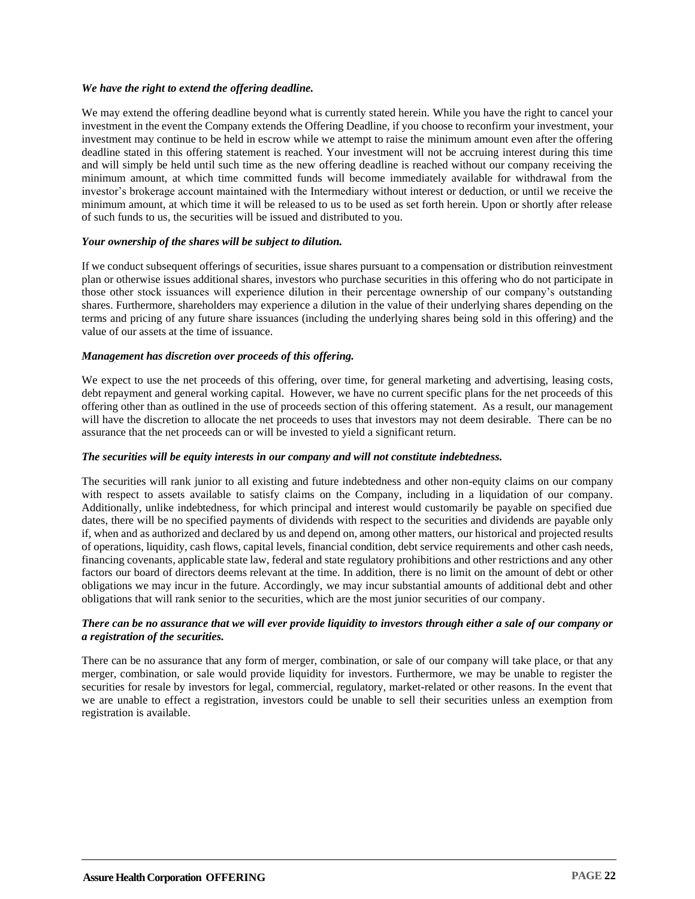***We have the right to extend the offering deadline.***

We may extend the offering deadline beyond what is currently stated herein. While you have the right to cancel your investment in the event the Company extends the Offering Deadline, if you choose to reconfirm your investment, your investment may continue to be held in escrow while we attempt to raise the minimum amount even after the offering deadline stated in this offering statement is reached. Your investment will not be accruing interest during this time and will simply be held until such time as the new offering deadline is reached without our company receiving the minimum amount, at which time committed funds will become immediately available for withdrawal from the investor's brokerage account maintained with the Intermediary without interest or deduction, or until we receive the minimum amount, at which time it will be released to us to be used as set forth herein. Upon or shortly after release of such funds to us, the securities will be issued and distributed to you.

***Your ownership of the shares will be subject to dilution.***

If we conduct subsequent offerings of securities, issue shares pursuant to a compensation or distribution reinvestment plan or otherwise issues additional shares, investors who purchase securities in this offering who do not participate in those other stock issuances will experience dilution in their percentage ownership of our company's outstanding shares. Furthermore, shareholders may experience a dilution in the value of their underlying shares depending on the terms and pricing of any future share issuances (including the underlying shares being sold in this offering) and the value of our assets at the time of issuance.

***Management has discretion over proceeds of this offering.***

We expect to use the net proceeds of this offering, over time, for general marketing and advertising, leasing costs, debt repayment and general working capital. However, we have no current specific plans for the net proceeds of this offering other than as outlined in the use of proceeds section of this offering statement. As a result, our management will have the discretion to allocate the net proceeds to uses that investors may not deem desirable. There can be no assurance that the net proceeds can or will be invested to yield a significant return.

***The securities will be equity interests in our company and will not constitute indebtedness.***

The securities will rank junior to all existing and future indebtedness and other non-equity claims on our company with respect to assets available to satisfy claims on the Company, including in a liquidation of our company. Additionally, unlike indebtedness, for which principal and interest would customarily be payable on specified due dates, there will be no specified payments of dividends with respect to the securities and dividends are payable only if, when and as authorized and declared by us and depend on, among other matters, our historical and projected results of operations, liquidity, cash flows, capital levels, financial condition, debt service requirements and other cash needs, financing covenants, applicable state law, federal and state regulatory prohibitions and other restrictions and any other factors our board of directors deems relevant at the time. In addition, there is no limit on the amount of debt or other obligations we may incur in the future. Accordingly, we may incur substantial amounts of additional debt and other obligations that will rank senior to the securities, which are the most junior securities of our company.

***There can be no assurance that we will ever provide liquidity to investors through either a sale of our company or a registration of the securities.***

There can be no assurance that any form of merger, combination, or sale of our company will take place, or that any merger, combination, or sale would provide liquidity for investors. Furthermore, we may be unable to register the securities for resale by investors for legal, commercial, regulatory, market-related or other reasons. In the event that we are unable to effect a registration, investors could be unable to sell their securities unless an exemption from registration is available.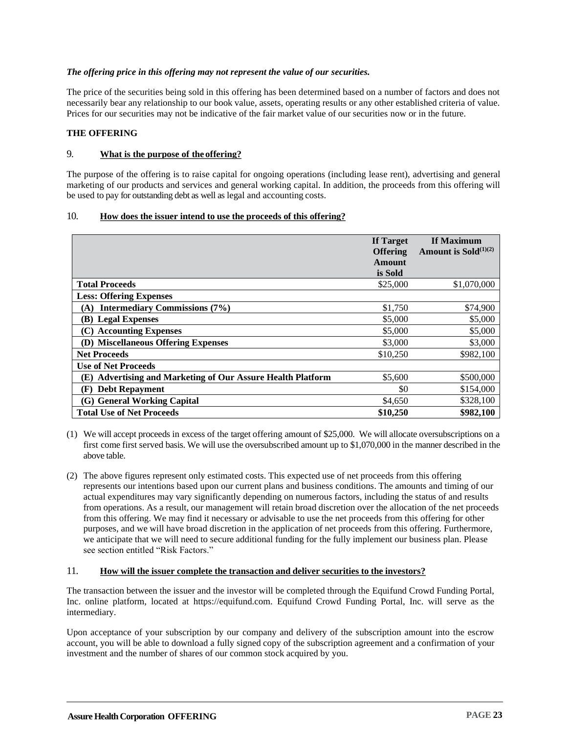***The offering price in this offering may not represent the value of our securities.***

The price of the securities being sold in this offering has been determined based on a number of factors and does not necessarily bear any relationship to our book value, assets, operating results or any other established criteria of value. Prices for our securities may not be indicative of the fair market value of our securities now or in the future.

**THE OFFERING**

9. **What is the purpose of the offering?**

The purpose of the offering is to raise capital for ongoing operations (including lease rent), advertising and general marketing of our products and services and general working capital. In addition, the proceeds from this offering will be used to pay for outstanding debt as well as legal and accounting costs.

10. **How does the issuer intend to use the proceeds of this offering?**

| | **If Target Offering Amount is Sold** | **If Maximum Amount is Sold(1)(2)** |
|---|---|---|
| **Total Proceeds** | $25,000 | $1,070,000 |
| **Less: Offering Expenses** | | |
| **(A) Intermediary Commissions (7%)** | $1,750 | $74,900 |
| **(B) Legal Expenses** | $5,000 | $5,000 |
| **(C) Accounting Expenses** | $5,000 | $5,000 |
| **(D) Miscellaneous Offering Expenses** | $3,000 | $3,000 |
| **Net Proceeds** | $10,250 | $982,100 |
| **Use of Net Proceeds** | | |
| **(E) Advertising and Marketing of Our Assure Health Platform** | $5,600 | $500,000 |
| **(F) Debt Repayment** | $0 | $154,000 |
| **(G) General Working Capital** | $4,650 | $328,100 |
| **Total Use of Net Proceeds** | **$10,250** | **$982,100** |

(1) We will accept proceeds in excess of the target offering amount of $25,000. We will allocate oversubscriptions on a first come first served basis. We will use the oversubscribed amount up to $1,070,000 in the manner described in the above table.

(2) The above figures represent only estimated costs. This expected use of net proceeds from this offering represents our intentions based upon our current plans and business conditions. The amounts and timing of our actual expenditures may vary significantly depending on numerous factors, including the status of and results from operations. As a result, our management will retain broad discretion over the allocation of the net proceeds from this offering. We may find it necessary or advisable to use the net proceeds from this offering for other purposes, and we will have broad discretion in the application of net proceeds from this offering. Furthermore, we anticipate that we will need to secure additional funding for the fully implement our business plan. Please see section entitled "Risk Factors."

11. **How will the issuer complete the transaction and deliver securities to the investors?**

The transaction between the issuer and the investor will be completed through the Equifund Crowd Funding Portal, Inc. online platform, located at https://equifund.com. Equifund Crowd Funding Portal, Inc. will serve as the intermediary.

Upon acceptance of your subscription by our company and delivery of the subscription amount into the escrow account, you will be able to download a fully signed copy of the subscription agreement and a confirmation of your investment and the number of shares of our common stock acquired by you.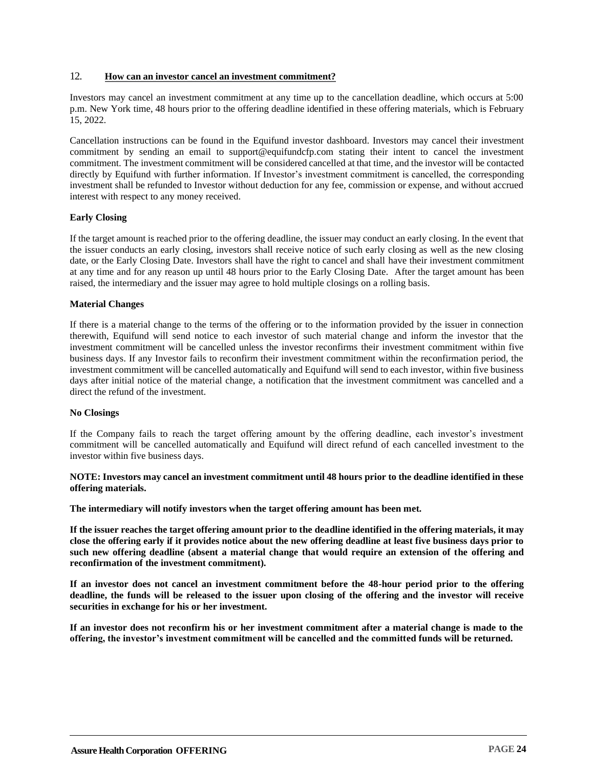## 12. How can an investor cancel an investment commitment?

Investors may cancel an investment commitment at any time up to the cancellation deadline, which occurs at 5:00 p.m. New York time, 48 hours prior to the offering deadline identified in these offering materials, which is February 15, 2022.

Cancellation instructions can be found in the Equifund investor dashboard. Investors may cancel their investment commitment by sending an email to support@equifundcfp.com stating their intent to cancel the investment commitment. The investment commitment will be considered cancelled at that time, and the investor will be contacted directly by Equifund with further information. If Investor's investment commitment is cancelled, the corresponding investment shall be refunded to Investor without deduction for any fee, commission or expense, and without accrued interest with respect to any money received.

**Early Closing**

If the target amount is reached prior to the offering deadline, the issuer may conduct an early closing. In the event that the issuer conducts an early closing, investors shall receive notice of such early closing as well as the new closing date, or the Early Closing Date. Investors shall have the right to cancel and shall have their investment commitment at any time and for any reason up until 48 hours prior to the Early Closing Date. After the target amount has been raised, the intermediary and the issuer may agree to hold multiple closings on a rolling basis.

**Material Changes**

If there is a material change to the terms of the offering or to the information provided by the issuer in connection therewith, Equifund will send notice to each investor of such material change and inform the investor that the investment commitment will be cancelled unless the investor reconfirms their investment commitment within five business days. If any Investor fails to reconfirm their investment commitment within the reconfirmation period, the investment commitment will be cancelled automatically and Equifund will send to each investor, within five business days after initial notice of the material change, a notification that the investment commitment was cancelled and a direct the refund of the investment.

**No Closings**

If the Company fails to reach the target offering amount by the offering deadline, each investor's investment commitment will be cancelled automatically and Equifund will direct refund of each cancelled investment to the investor within five business days.

**NOTE: Investors may cancel an investment commitment until 48 hours prior to the deadline identified in these offering materials.**

**The intermediary will notify investors when the target offering amount has been met.**

**If the issuer reaches the target offering amount prior to the deadline identified in the offering materials, it may close the offering early if it provides notice about the new offering deadline at least five business days prior to such new offering deadline (absent a material change that would require an extension of the offering and reconfirmation of the investment commitment).**

**If an investor does not cancel an investment commitment before the 48-hour period prior to the offering deadline, the funds will be released to the issuer upon closing of the offering and the investor will receive securities in exchange for his or her investment.**

**If an investor does not reconfirm his or her investment commitment after a material change is made to the offering, the investor's investment commitment will be cancelled and the committed funds will be returned.**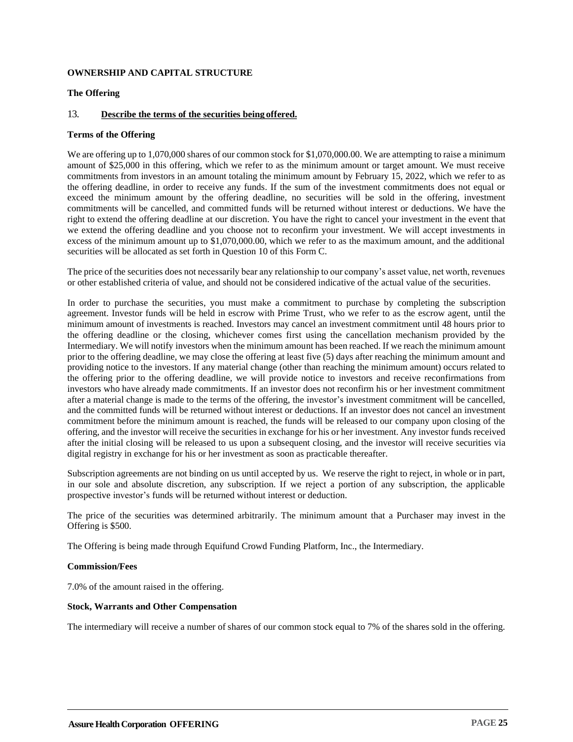**OWNERSHIP AND CAPITAL STRUCTURE**

**The Offering**

13. **Describe the terms of the securities being offered.**

**Terms of the Offering**

We are offering up to 1,070,000 shares of our common stock for $1,070,000.00. We are attempting to raise a minimum amount of $25,000 in this offering, which we refer to as the minimum amount or target amount. We must receive commitments from investors in an amount totaling the minimum amount by February 15, 2022, which we refer to as the offering deadline, in order to receive any funds. If the sum of the investment commitments does not equal or exceed the minimum amount by the offering deadline, no securities will be sold in the offering, investment commitments will be cancelled, and committed funds will be returned without interest or deductions. We have the right to extend the offering deadline at our discretion. You have the right to cancel your investment in the event that we extend the offering deadline and you choose not to reconfirm your investment. We will accept investments in excess of the minimum amount up to $1,070,000.00, which we refer to as the maximum amount, and the additional securities will be allocated as set forth in Question 10 of this Form C.

The price of the securities does not necessarily bear any relationship to our company's asset value, net worth, revenues or other established criteria of value, and should not be considered indicative of the actual value of the securities.

In order to purchase the securities, you must make a commitment to purchase by completing the subscription agreement. Investor funds will be held in escrow with Prime Trust, who we refer to as the escrow agent, until the minimum amount of investments is reached. Investors may cancel an investment commitment until 48 hours prior to the offering deadline or the closing, whichever comes first using the cancellation mechanism provided by the Intermediary. We will notify investors when the minimum amount has been reached. If we reach the minimum amount prior to the offering deadline, we may close the offering at least five (5) days after reaching the minimum amount and providing notice to the investors. If any material change (other than reaching the minimum amount) occurs related to the offering prior to the offering deadline, we will provide notice to investors and receive reconfirmations from investors who have already made commitments. If an investor does not reconfirm his or her investment commitment after a material change is made to the terms of the offering, the investor's investment commitment will be cancelled, and the committed funds will be returned without interest or deductions. If an investor does not cancel an investment commitment before the minimum amount is reached, the funds will be released to our company upon closing of the offering, and the investor will receive the securities in exchange for his or her investment. Any investor funds received after the initial closing will be released to us upon a subsequent closing, and the investor will receive securities via digital registry in exchange for his or her investment as soon as practicable thereafter.

Subscription agreements are not binding on us until accepted by us. We reserve the right to reject, in whole or in part, in our sole and absolute discretion, any subscription. If we reject a portion of any subscription, the applicable prospective investor's funds will be returned without interest or deduction.

The price of the securities was determined arbitrarily. The minimum amount that a Purchaser may invest in the Offering is $500.

The Offering is being made through Equifund Crowd Funding Platform, Inc., the Intermediary.

**Commission/Fees**

7.0% of the amount raised in the offering.

**Stock, Warrants and Other Compensation**

The intermediary will receive a number of shares of our common stock equal to 7% of the shares sold in the offering.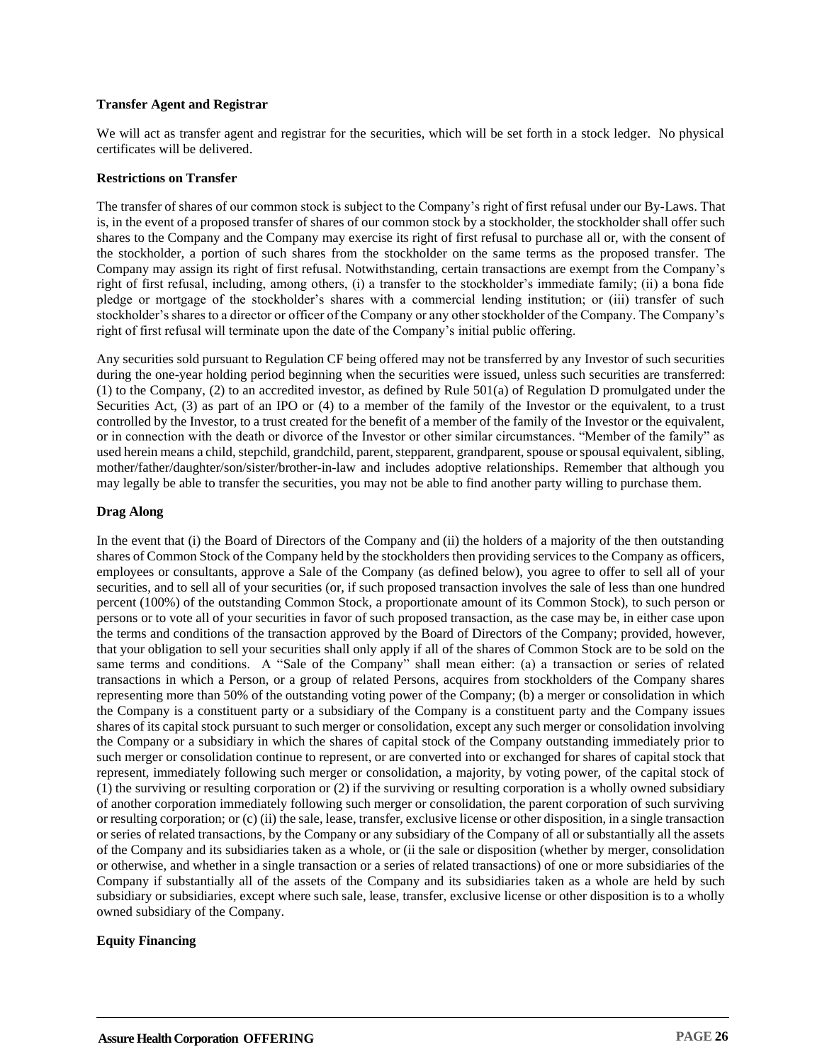**Transfer Agent and Registrar**

We will act as transfer agent and registrar for the securities, which will be set forth in a stock ledger. No physical certificates will be delivered.

**Restrictions on Transfer**

The transfer of shares of our common stock is subject to the Company's right of first refusal under our By-Laws. That is, in the event of a proposed transfer of shares of our common stock by a stockholder, the stockholder shall offer such shares to the Company and the Company may exercise its right of first refusal to purchase all or, with the consent of the stockholder, a portion of such shares from the stockholder on the same terms as the proposed transfer. The Company may assign its right of first refusal. Notwithstanding, certain transactions are exempt from the Company's right of first refusal, including, among others, (i) a transfer to the stockholder's immediate family; (ii) a bona fide pledge or mortgage of the stockholder's shares with a commercial lending institution; or (iii) transfer of such stockholder's shares to a director or officer of the Company or any other stockholder of the Company. The Company's right of first refusal will terminate upon the date of the Company's initial public offering.

Any securities sold pursuant to Regulation CF being offered may not be transferred by any Investor of such securities during the one-year holding period beginning when the securities were issued, unless such securities are transferred: (1) to the Company, (2) to an accredited investor, as defined by Rule 501(a) of Regulation D promulgated under the Securities Act, (3) as part of an IPO or (4) to a member of the family of the Investor or the equivalent, to a trust controlled by the Investor, to a trust created for the benefit of a member of the family of the Investor or the equivalent, or in connection with the death or divorce of the Investor or other similar circumstances. "Member of the family" as used herein means a child, stepchild, grandchild, parent, stepparent, grandparent, spouse or spousal equivalent, sibling, mother/father/daughter/son/sister/brother-in-law and includes adoptive relationships. Remember that although you may legally be able to transfer the securities, you may not be able to find another party willing to purchase them.

**Drag Along**

In the event that (i) the Board of Directors of the Company and (ii) the holders of a majority of the then outstanding shares of Common Stock of the Company held by the stockholders then providing services to the Company as officers, employees or consultants, approve a Sale of the Company (as defined below), you agree to offer to sell all of your securities, and to sell all of your securities (or, if such proposed transaction involves the sale of less than one hundred percent (100%) of the outstanding Common Stock, a proportionate amount of its Common Stock), to such person or persons or to vote all of your securities in favor of such proposed transaction, as the case may be, in either case upon the terms and conditions of the transaction approved by the Board of Directors of the Company; provided, however, that your obligation to sell your securities shall only apply if all of the shares of Common Stock are to be sold on the same terms and conditions. A "Sale of the Company" shall mean either: (a) a transaction or series of related transactions in which a Person, or a group of related Persons, acquires from stockholders of the Company shares representing more than 50% of the outstanding voting power of the Company; (b) a merger or consolidation in which the Company is a constituent party or a subsidiary of the Company is a constituent party and the Company issues shares of its capital stock pursuant to such merger or consolidation, except any such merger or consolidation involving the Company or a subsidiary in which the shares of capital stock of the Company outstanding immediately prior to such merger or consolidation continue to represent, or are converted into or exchanged for shares of capital stock that represent, immediately following such merger or consolidation, a majority, by voting power, of the capital stock of (1) the surviving or resulting corporation or (2) if the surviving or resulting corporation is a wholly owned subsidiary of another corporation immediately following such merger or consolidation, the parent corporation of such surviving or resulting corporation; or (c) (ii) the sale, lease, transfer, exclusive license or other disposition, in a single transaction or series of related transactions, by the Company or any subsidiary of the Company of all or substantially all the assets of the Company and its subsidiaries taken as a whole, or (ii the sale or disposition (whether by merger, consolidation or otherwise, and whether in a single transaction or a series of related transactions) of one or more subsidiaries of the Company if substantially all of the assets of the Company and its subsidiaries taken as a whole are held by such subsidiary or subsidiaries, except where such sale, lease, transfer, exclusive license or other disposition is to a wholly owned subsidiary of the Company.

**Equity Financing**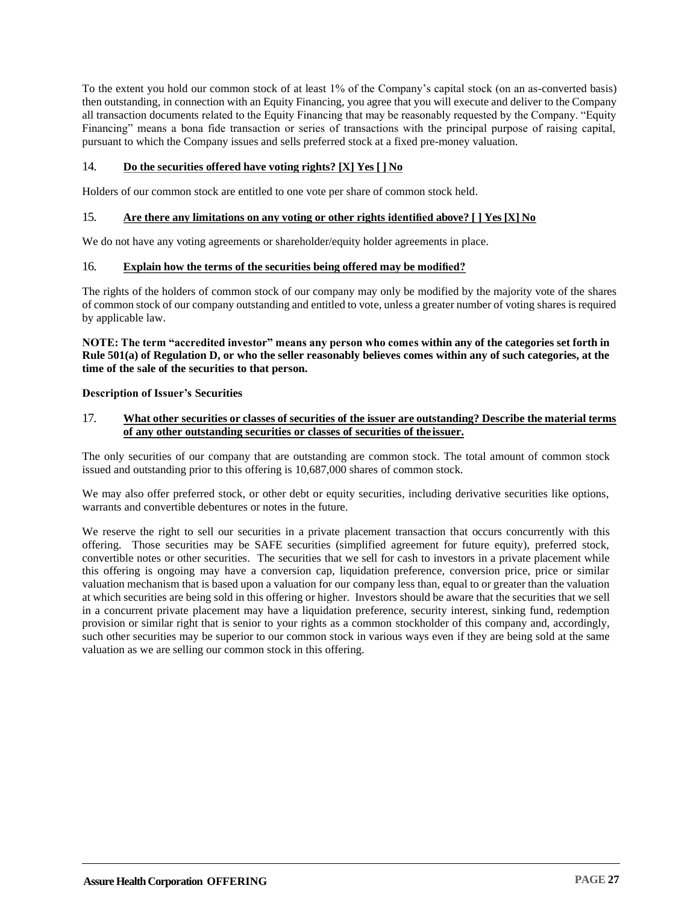To the extent you hold our common stock of at least 1% of the Company's capital stock (on an as-converted basis) then outstanding, in connection with an Equity Financing, you agree that you will execute and deliver to the Company all transaction documents related to the Equity Financing that may be reasonably requested by the Company. "Equity Financing" means a bona fide transaction or series of transactions with the principal purpose of raising capital, pursuant to which the Company issues and sells preferred stock at a fixed pre-money valuation.

### 14. Do the securities offered have voting rights? [X] Yes [ ] No

Holders of our common stock are entitled to one vote per share of common stock held.

### 15. Are there any limitations on any voting or other rights identified above? [ ] Yes [X] No

We do not have any voting agreements or shareholder/equity holder agreements in place.

### 16. Explain how the terms of the securities being offered may be modified?

The rights of the holders of common stock of our company may only be modified by the majority vote of the shares of common stock of our company outstanding and entitled to vote, unless a greater number of voting shares is required by applicable law.

**NOTE: The term "accredited investor" means any person who comes within any of the categories set forth in Rule 501(a) of Regulation D, or who the seller reasonably believes comes within any of such categories, at the time of the sale of the securities to that person.**

**Description of Issuer's Securities**

### 17. What other securities or classes of securities of the issuer are outstanding? Describe the material terms of any other outstanding securities or classes of securities of the issuer.

The only securities of our company that are outstanding are common stock. The total amount of common stock issued and outstanding prior to this offering is 10,687,000 shares of common stock.

We may also offer preferred stock, or other debt or equity securities, including derivative securities like options, warrants and convertible debentures or notes in the future.

We reserve the right to sell our securities in a private placement transaction that occurs concurrently with this offering. Those securities may be SAFE securities (simplified agreement for future equity), preferred stock, convertible notes or other securities. The securities that we sell for cash to investors in a private placement while this offering is ongoing may have a conversion cap, liquidation preference, conversion price, price or similar valuation mechanism that is based upon a valuation for our company less than, equal to or greater than the valuation at which securities are being sold in this offering or higher. Investors should be aware that the securities that we sell in a concurrent private placement may have a liquidation preference, security interest, sinking fund, redemption provision or similar right that is senior to your rights as a common stockholder of this company and, accordingly, such other securities may be superior to our common stock in various ways even if they are being sold at the same valuation as we are selling our common stock in this offering.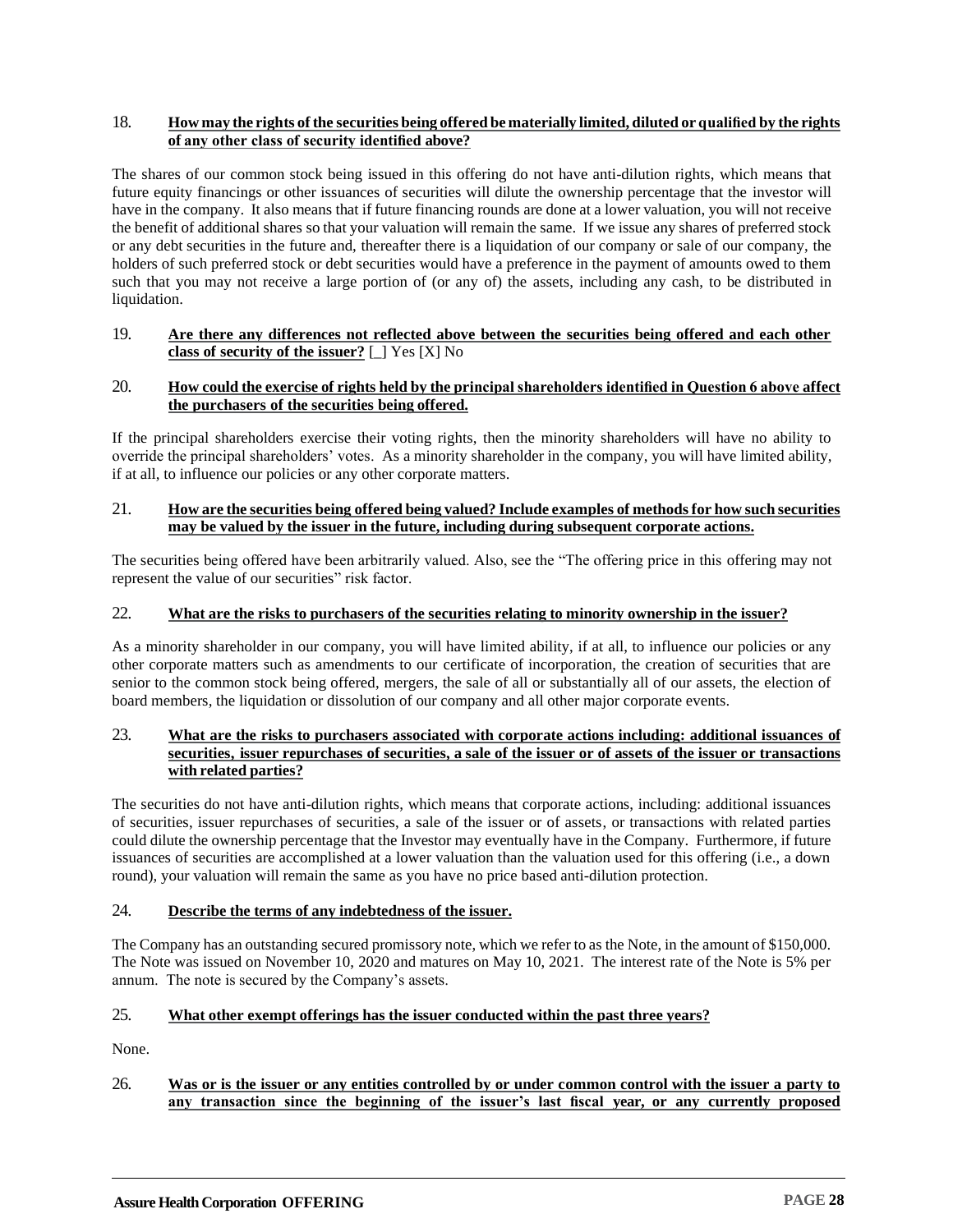18. **How may the rights of the securities being offered be materially limited, diluted or qualified by the rights of any other class of security identified above?**

The shares of our common stock being issued in this offering do not have anti-dilution rights, which means that future equity financings or other issuances of securities will dilute the ownership percentage that the investor will have in the company. It also means that if future financing rounds are done at a lower valuation, you will not receive the benefit of additional shares so that your valuation will remain the same. If we issue any shares of preferred stock or any debt securities in the future and, thereafter there is a liquidation of our company or sale of our company, the holders of such preferred stock or debt securities would have a preference in the payment of amounts owed to them such that you may not receive a large portion of (or any of) the assets, including any cash, to be distributed in liquidation.

19. **Are there any differences not reflected above between the securities being offered and each other class of security of the issuer?** [_] Yes [X] No

20. **How could the exercise of rights held by the principal shareholders identified in Question 6 above affect the purchasers of the securities being offered.**

If the principal shareholders exercise their voting rights, then the minority shareholders will have no ability to override the principal shareholders' votes. As a minority shareholder in the company, you will have limited ability, if at all, to influence our policies or any other corporate matters.

21. **How are the securities being offered being valued? Include examples of methods for how such securities may be valued by the issuer in the future, including during subsequent corporate actions.**

The securities being offered have been arbitrarily valued. Also, see the "The offering price in this offering may not represent the value of our securities" risk factor.

22. **What are the risks to purchasers of the securities relating to minority ownership in the issuer?**

As a minority shareholder in our company, you will have limited ability, if at all, to influence our policies or any other corporate matters such as amendments to our certificate of incorporation, the creation of securities that are senior to the common stock being offered, mergers, the sale of all or substantially all of our assets, the election of board members, the liquidation or dissolution of our company and all other major corporate events.

23. **What are the risks to purchasers associated with corporate actions including: additional issuances of securities, issuer repurchases of securities, a sale of the issuer or of assets of the issuer or transactions with related parties?**

The securities do not have anti-dilution rights, which means that corporate actions, including: additional issuances of securities, issuer repurchases of securities, a sale of the issuer or of assets, or transactions with related parties could dilute the ownership percentage that the Investor may eventually have in the Company. Furthermore, if future issuances of securities are accomplished at a lower valuation than the valuation used for this offering (i.e., a down round), your valuation will remain the same as you have no price based anti-dilution protection.

24. **Describe the terms of any indebtedness of the issuer.**

The Company has an outstanding secured promissory note, which we refer to as the Note, in the amount of $150,000. The Note was issued on November 10, 2020 and matures on May 10, 2021. The interest rate of the Note is 5% per annum. The note is secured by the Company's assets.

25. **What other exempt offerings has the issuer conducted within the past three years?**

None.

26. **Was or is the issuer or any entities controlled by or under common control with the issuer a party to any transaction since the beginning of the issuer's last fiscal year, or any currently proposed**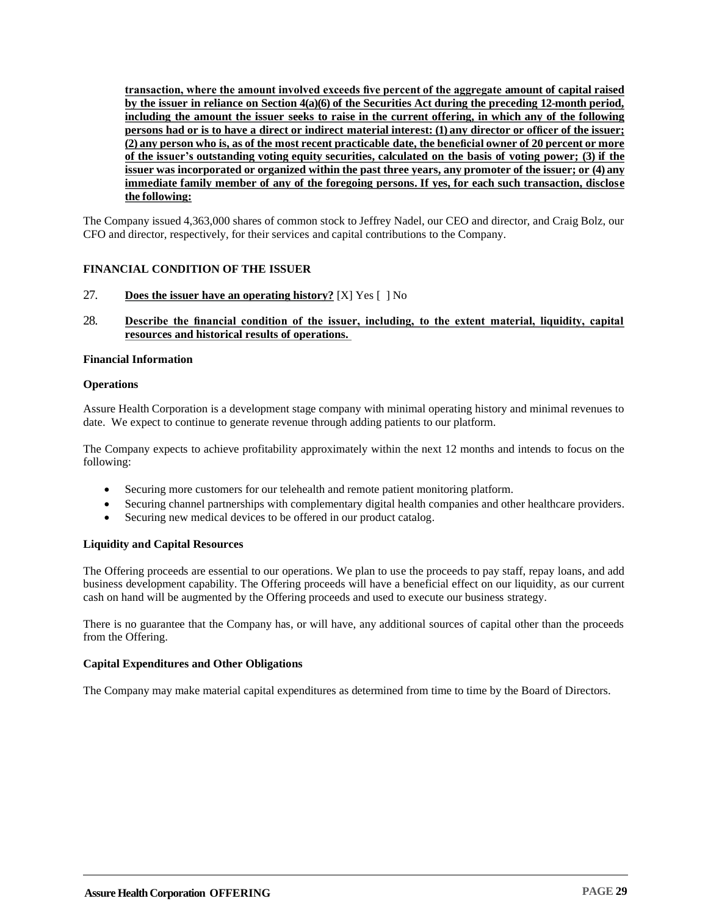**transaction, where the amount involved exceeds five percent of the aggregate amount of capital raised by the issuer in reliance on Section 4(a)(6) of the Securities Act during the preceding 12-month period, including the amount the issuer seeks to raise in the current offering, in which any of the following persons had or is to have a direct or indirect material interest: (1) any director or officer of the issuer; (2) any person who is, as of the most recent practicable date, the beneficial owner of 20 percent or more of the issuer's outstanding voting equity securities, calculated on the basis of voting power; (3) if the issuer was incorporated or organized within the past three years, any promoter of the issuer; or (4) any immediate family member of any of the foregoing persons. If yes, for each such transaction, disclose the following:**

The Company issued 4,363,000 shares of common stock to Jeffrey Nadel, our CEO and director, and Craig Bolz, our CFO and director, respectively, for their services and capital contributions to the Company.

### FINANCIAL CONDITION OF THE ISSUER

27. **Does the issuer have an operating history?** [X] Yes [ ] No

28. **Describe the financial condition of the issuer, including, to the extent material, liquidity, capital resources and historical results of operations.**

**Financial Information**

**Operations**

Assure Health Corporation is a development stage company with minimal operating history and minimal revenues to date. We expect to continue to generate revenue through adding patients to our platform.

The Company expects to achieve profitability approximately within the next 12 months and intends to focus on the following:

- Securing more customers for our telehealth and remote patient monitoring platform.
- Securing channel partnerships with complementary digital health companies and other healthcare providers.
- Securing new medical devices to be offered in our product catalog.

**Liquidity and Capital Resources**

The Offering proceeds are essential to our operations. We plan to use the proceeds to pay staff, repay loans, and add business development capability. The Offering proceeds will have a beneficial effect on our liquidity, as our current cash on hand will be augmented by the Offering proceeds and used to execute our business strategy.

There is no guarantee that the Company has, or will have, any additional sources of capital other than the proceeds from the Offering.

**Capital Expenditures and Other Obligations**

The Company may make material capital expenditures as determined from time to time by the Board of Directors.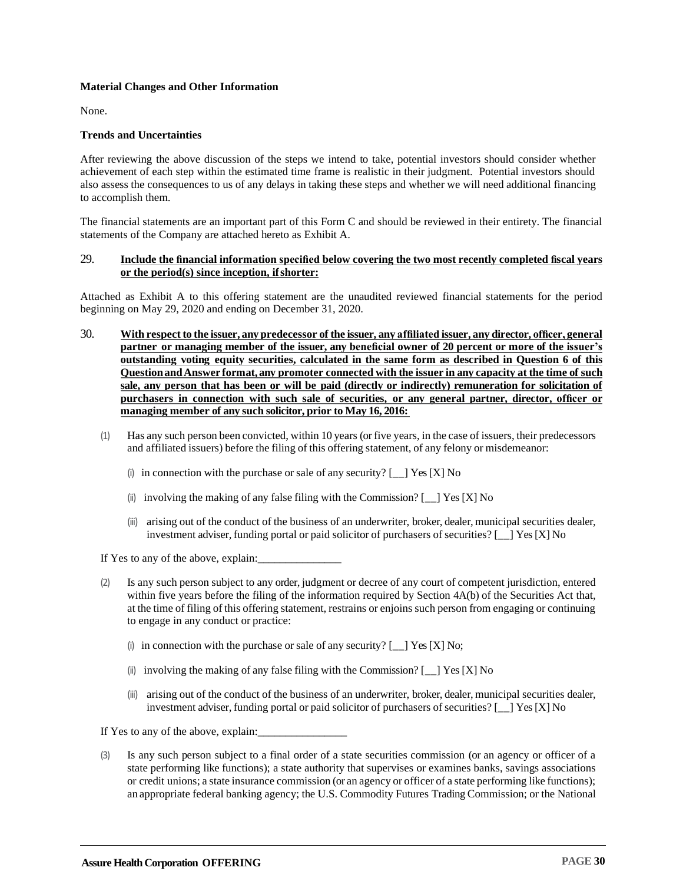**Material Changes and Other Information**

None.

**Trends and Uncertainties**

After reviewing the above discussion of the steps we intend to take, potential investors should consider whether achievement of each step within the estimated time frame is realistic in their judgment. Potential investors should also assess the consequences to us of any delays in taking these steps and whether we will need additional financing to accomplish them.

The financial statements are an important part of this Form C and should be reviewed in their entirety. The financial statements of the Company are attached hereto as Exhibit A.

29. **Include the financial information specified below covering the two most recently completed fiscal years or the period(s) since inception, if shorter:**

Attached as Exhibit A to this offering statement are the unaudited reviewed financial statements for the period beginning on May 29, 2020 and ending on December 31, 2020.

30. **With respect to the issuer, any predecessor of the issuer, any affiliated issuer, any director, officer, general partner or managing member of the issuer, any beneficial owner of 20 percent or more of the issuer's outstanding voting equity securities, calculated in the same form as described in Question 6 of this Question and Answer format, any promoter connected with the issuer in any capacity at the time of such sale, any person that has been or will be paid (directly or indirectly) remuneration for solicitation of purchasers in connection with such sale of securities, or any general partner, director, officer or managing member of any such solicitor, prior to May 16, 2016:**

(1) Has any such person been convicted, within 10 years (or five years, in the case of issuers, their predecessors and affiliated issuers) before the filing of this offering statement, of any felony or misdemeanor:

(i) in connection with the purchase or sale of any security? [__] Yes [X] No

(ii) involving the making of any false filing with the Commission? [__] Yes [X] No

(iii) arising out of the conduct of the business of an underwriter, broker, dealer, municipal securities dealer, investment adviser, funding portal or paid solicitor of purchasers of securities? [__] Yes [X] No

If Yes to any of the above, explain:_______________

(2) Is any such person subject to any order, judgment or decree of any court of competent jurisdiction, entered within five years before the filing of the information required by Section 4A(b) of the Securities Act that, at the time of filing of this offering statement, restrains or enjoins such person from engaging or continuing to engage in any conduct or practice:

(i) in connection with the purchase or sale of any security? [__] Yes [X] No;

(ii) involving the making of any false filing with the Commission? [__] Yes [X] No

(iii) arising out of the conduct of the business of an underwriter, broker, dealer, municipal securities dealer, investment adviser, funding portal or paid solicitor of purchasers of securities? [__] Yes [X] No

If Yes to any of the above, explain:________________

(3) Is any such person subject to a final order of a state securities commission (or an agency or officer of a state performing like functions); a state authority that supervises or examines banks, savings associations or credit unions; a state insurance commission (or an agency or officer of a state performing like functions); an appropriate federal banking agency; the U.S. Commodity Futures Trading Commission; or the National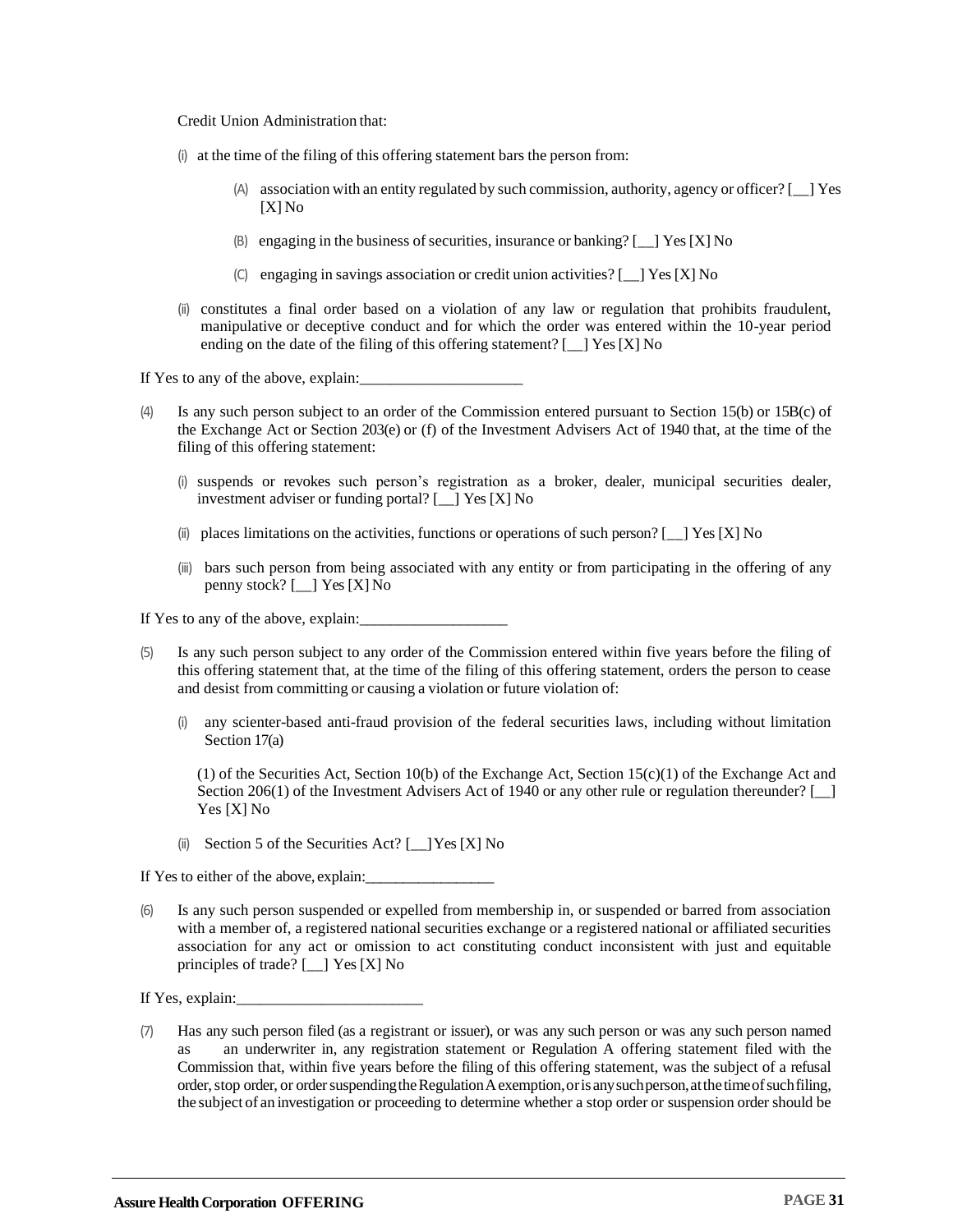Credit Union Administration that:

(i) at the time of the filing of this offering statement bars the person from:

(A) association with an entity regulated by such commission, authority, agency or officer? [__] Yes [X] No

(B) engaging in the business of securities, insurance or banking? [__] Yes [X] No

(C) engaging in savings association or credit union activities? [__] Yes [X] No

(ii) constitutes a final order based on a violation of any law or regulation that prohibits fraudulent, manipulative or deceptive conduct and for which the order was entered within the 10-year period ending on the date of the filing of this offering statement? [__] Yes [X] No

If Yes to any of the above, explain:_____________________

(4) Is any such person subject to an order of the Commission entered pursuant to Section 15(b) or 15B(c) of the Exchange Act or Section 203(e) or (f) of the Investment Advisers Act of 1940 that, at the time of the filing of this offering statement:

(i) suspends or revokes such person's registration as a broker, dealer, municipal securities dealer, investment adviser or funding portal? [__] Yes [X] No

(ii) places limitations on the activities, functions or operations of such person? [__] Yes [X] No

(iii) bars such person from being associated with any entity or from participating in the offering of any penny stock? [__] Yes [X] No

If Yes to any of the above, explain:___________________

(5) Is any such person subject to any order of the Commission entered within five years before the filing of this offering statement that, at the time of the filing of this offering statement, orders the person to cease and desist from committing or causing a violation or future violation of:

(i) any scienter-based anti-fraud provision of the federal securities laws, including without limitation Section 17(a)

(1) of the Securities Act, Section 10(b) of the Exchange Act, Section 15(c)(1) of the Exchange Act and Section 206(1) of the Investment Advisers Act of 1940 or any other rule or regulation thereunder? [__] Yes [X] No

(ii) Section 5 of the Securities Act? [__] Yes [X] No

If Yes to either of the above, explain:_________________

(6) Is any such person suspended or expelled from membership in, or suspended or barred from association with a member of, a registered national securities exchange or a registered national or affiliated securities association for any act or omission to act constituting conduct inconsistent with just and equitable principles of trade? [__] Yes [X] No

If Yes, explain:________________________

(7) Has any such person filed (as a registrant or issuer), or was any such person or was any such person named as an underwriter in, any registration statement or Regulation A offering statement filed with the Commission that, within five years before the filing of this offering statement, was the subject of a refusal order, stop order, or order suspending the Regulation A exemption, or is any such person, at the time of such filing, the subject of an investigation or proceeding to determine whether a stop order or suspension order should be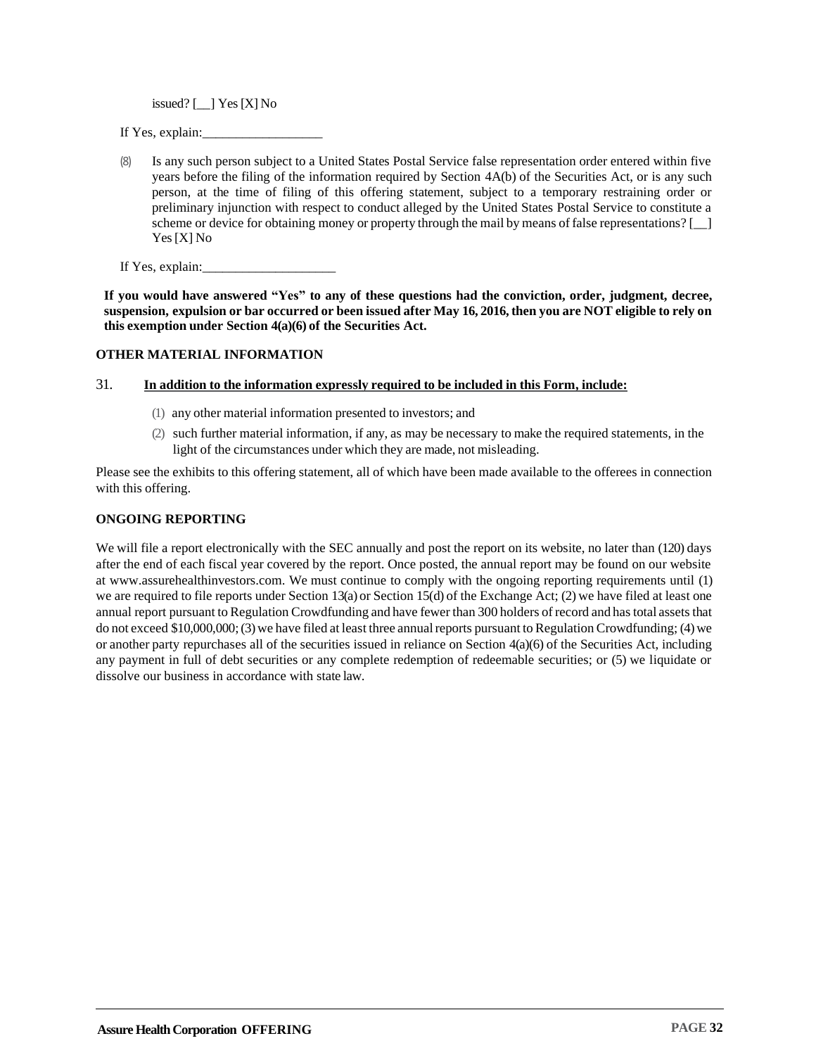issued? [__] Yes [X] No

If Yes, explain:__________________

(8) Is any such person subject to a United States Postal Service false representation order entered within five years before the filing of the information required by Section 4A(b) of the Securities Act, or is any such person, at the time of filing of this offering statement, subject to a temporary restraining order or preliminary injunction with respect to conduct alleged by the United States Postal Service to constitute a scheme or device for obtaining money or property through the mail by means of false representations? [__] Yes [X] No

If Yes, explain:____________________

**If you would have answered "Yes" to any of these questions had the conviction, order, judgment, decree, suspension, expulsion or bar occurred or been issued after May 16, 2016, then you are NOT eligible to rely on this exemption under Section 4(a)(6) of the Securities Act.**

**OTHER MATERIAL INFORMATION**

31. **In addition to the information expressly required to be included in this Form, include:**

(1) any other material information presented to investors; and

(2) such further material information, if any, as may be necessary to make the required statements, in the light of the circumstances under which they are made, not misleading.

Please see the exhibits to this offering statement, all of which have been made available to the offerees in connection with this offering.

**ONGOING REPORTING**

We will file a report electronically with the SEC annually and post the report on its website, no later than (120) days after the end of each fiscal year covered by the report. Once posted, the annual report may be found on our website at www.assurehealthinvestors.com. We must continue to comply with the ongoing reporting requirements until (1) we are required to file reports under Section 13(a) or Section 15(d) of the Exchange Act; (2) we have filed at least one annual report pursuant to Regulation Crowdfunding and have fewer than 300 holders of record and has total assets that do not exceed $10,000,000; (3) we have filed at least three annual reports pursuant to Regulation Crowdfunding; (4) we or another party repurchases all of the securities issued in reliance on Section 4(a)(6) of the Securities Act, including any payment in full of debt securities or any complete redemption of redeemable securities; or (5) we liquidate or dissolve our business in accordance with state law.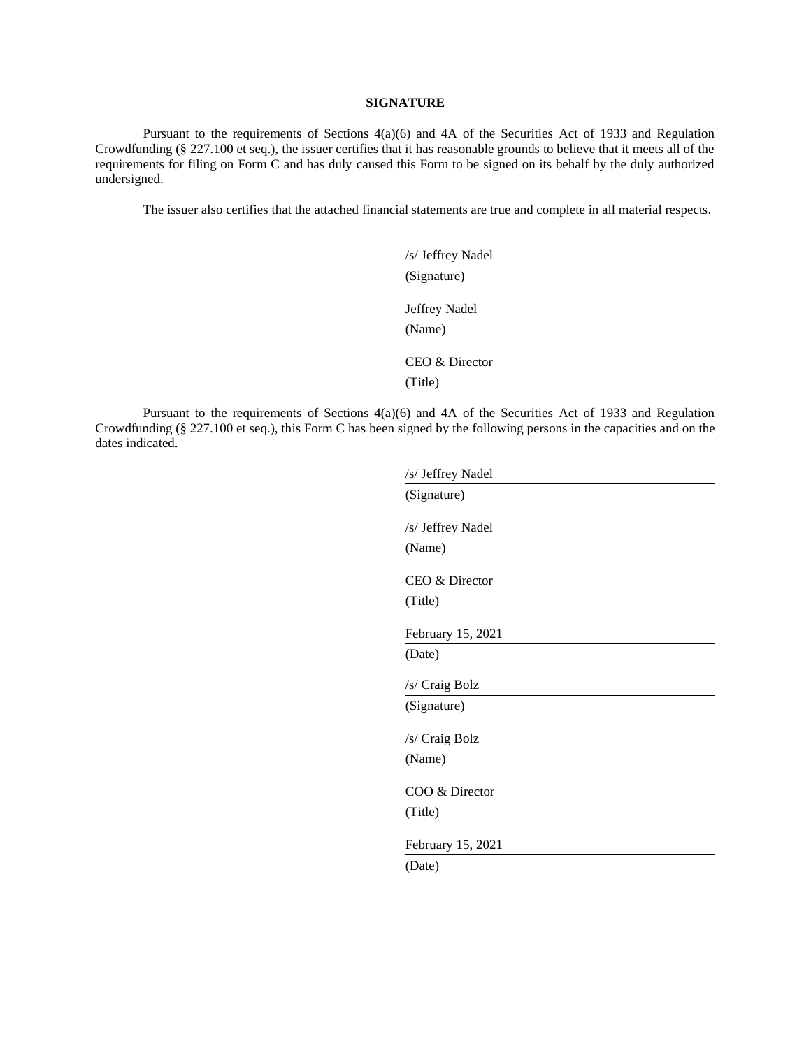**SIGNATURE**

Pursuant to the requirements of Sections 4(a)(6) and 4A of the Securities Act of 1933 and Regulation Crowdfunding (§ 227.100 et seq.), the issuer certifies that it has reasonable grounds to believe that it meets all of the requirements for filing on Form C and has duly caused this Form to be signed on its behalf by the duly authorized undersigned.

The issuer also certifies that the attached financial statements are true and complete in all material respects.

/s/ Jeffrey Nadel
(Signature)

Jeffrey Nadel
(Name)

CEO & Director
(Title)

Pursuant to the requirements of Sections 4(a)(6) and 4A of the Securities Act of 1933 and Regulation Crowdfunding (§ 227.100 et seq.), this Form C has been signed by the following persons in the capacities and on the dates indicated.

/s/ Jeffrey Nadel
(Signature)

/s/ Jeffrey Nadel
(Name)

CEO & Director
(Title)

February 15, 2021
(Date)

/s/ Craig Bolz
(Signature)

/s/ Craig Bolz
(Name)

COO & Director
(Title)

February 15, 2021
(Date)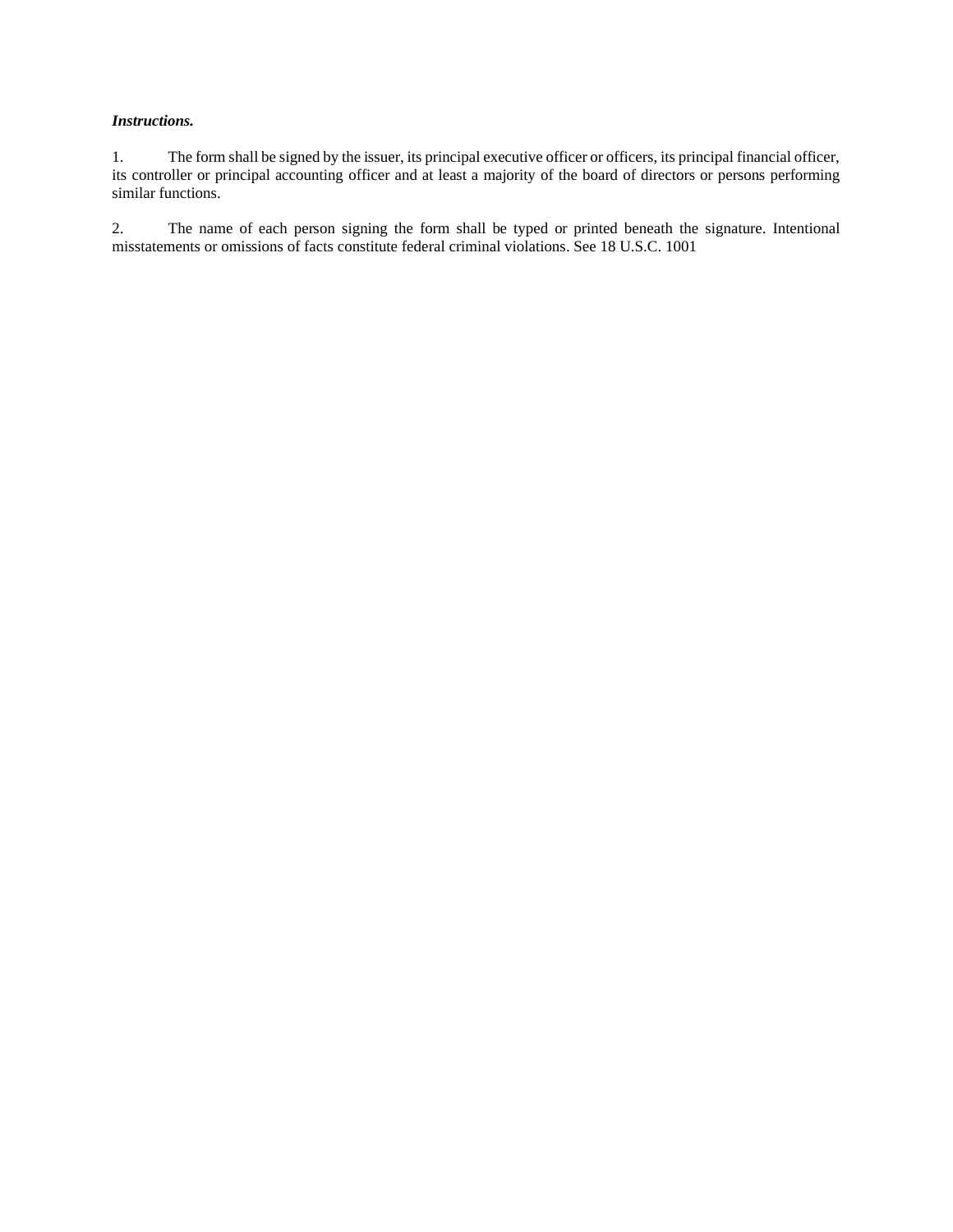***Instructions.***

1. The form shall be signed by the issuer, its principal executive officer or officers, its principal financial officer, its controller or principal accounting officer and at least a majority of the board of directors or persons performing similar functions.

2. The name of each person signing the form shall be typed or printed beneath the signature. Intentional misstatements or omissions of facts constitute federal criminal violations. See 18 U.S.C. 1001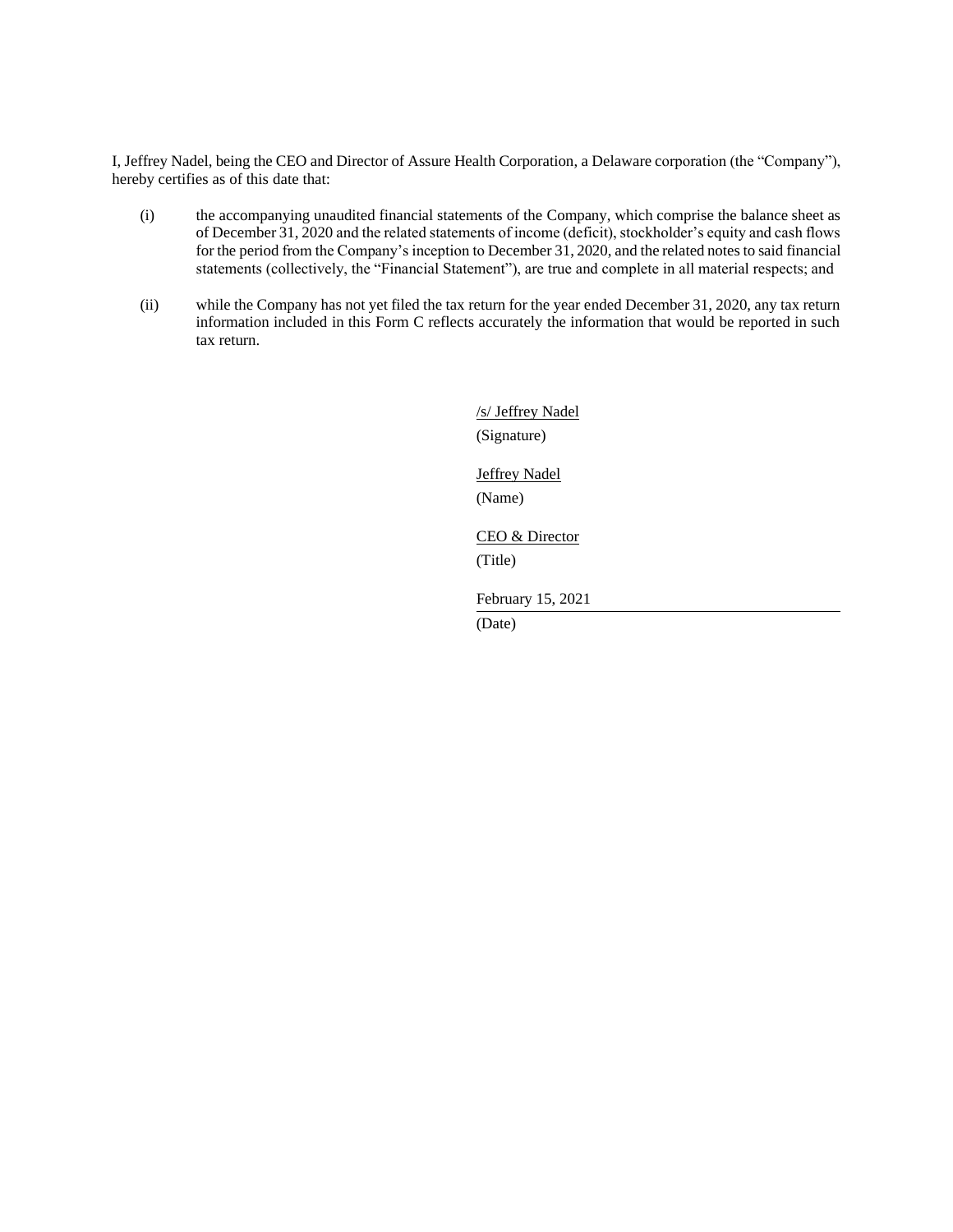I, Jeffrey Nadel, being the CEO and Director of Assure Health Corporation, a Delaware corporation (the "Company"), hereby certifies as of this date that:

(i) the accompanying unaudited financial statements of the Company, which comprise the balance sheet as of December 31, 2020 and the related statements of income (deficit), stockholder's equity and cash flows for the period from the Company's inception to December 31, 2020, and the related notes to said financial statements (collectively, the "Financial Statement"), are true and complete in all material respects; and

(ii) while the Company has not yet filed the tax return for the year ended December 31, 2020, any tax return information included in this Form C reflects accurately the information that would be reported in such tax return.

/s/ Jeffrey Nadel
(Signature)

Jeffrey Nadel
(Name)

CEO & Director
(Title)

February 15, 2021
(Date)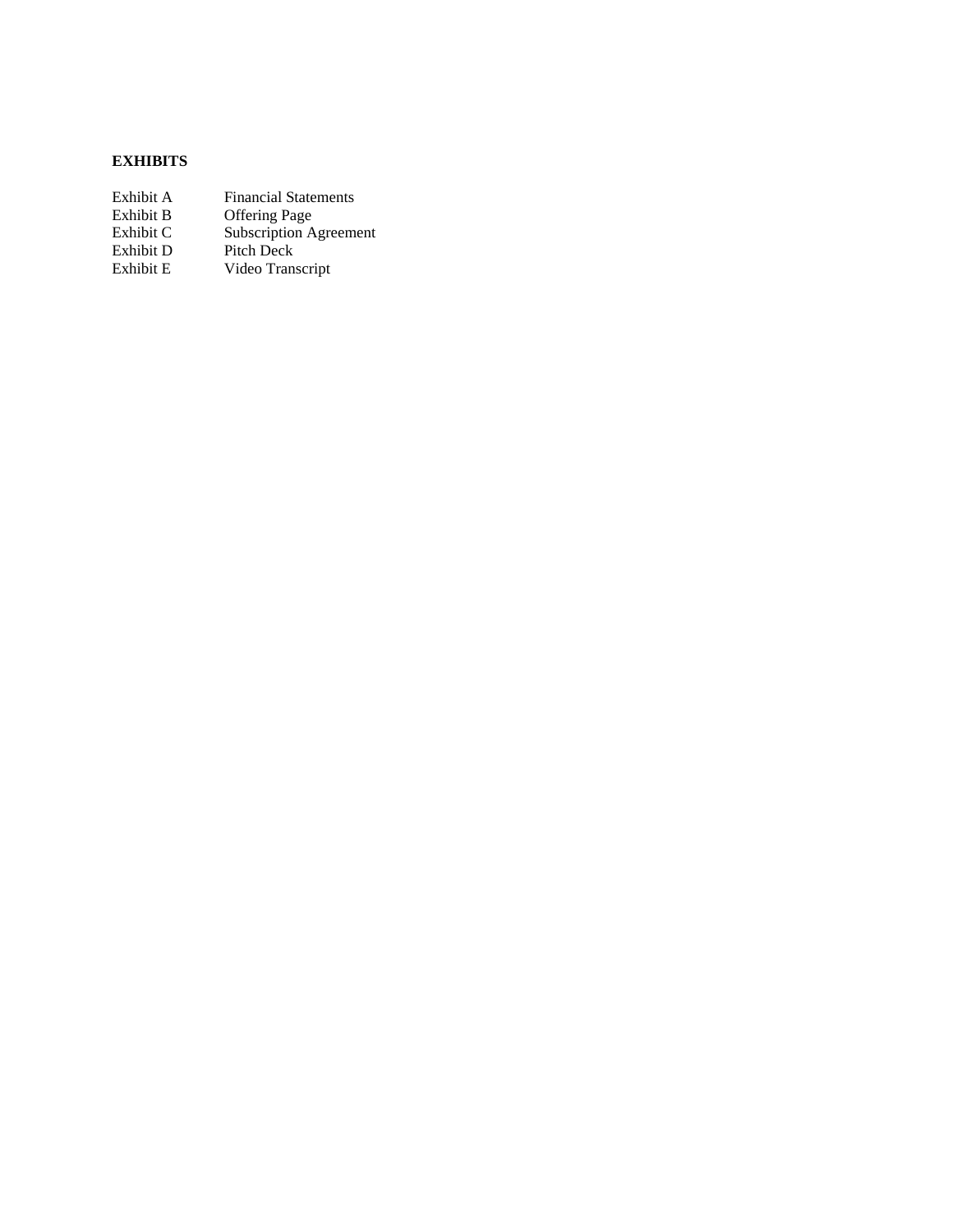**EXHIBITS**

| | |
|---|---|
| Exhibit A | Financial Statements |
| Exhibit B | Offering Page |
| Exhibit C | Subscription Agreement |
| Exhibit D | Pitch Deck |
| Exhibit E | Video Transcript |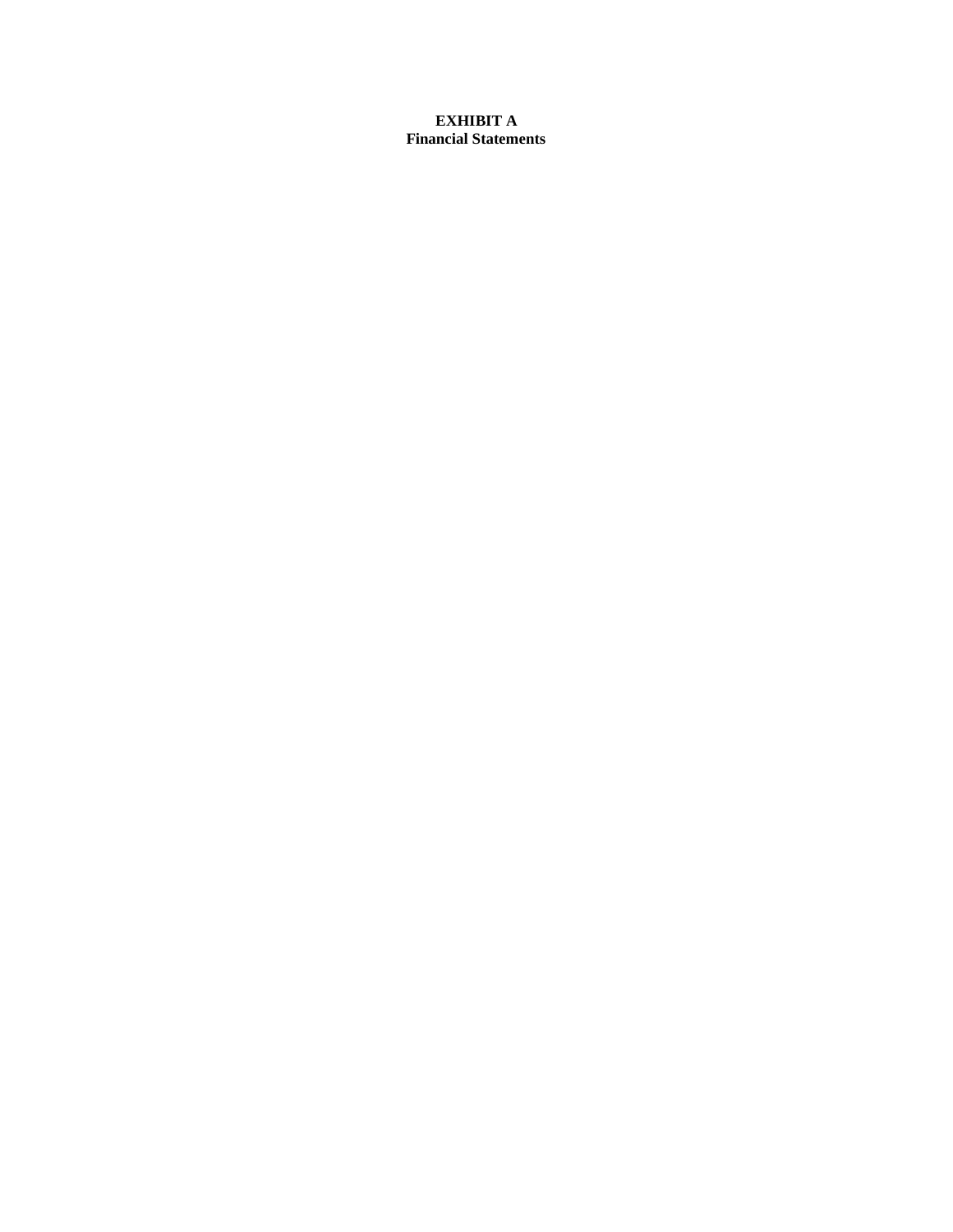**EXHIBIT A**
**Financial Statements**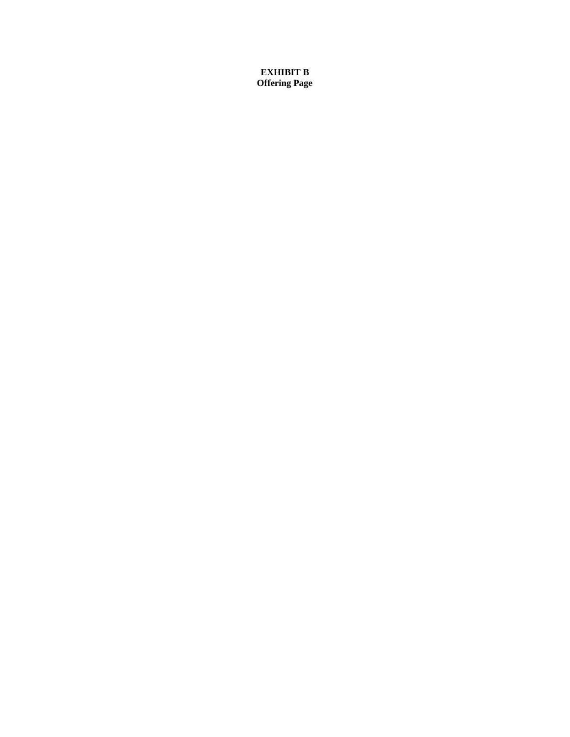**EXHIBIT B**
**Offering Page**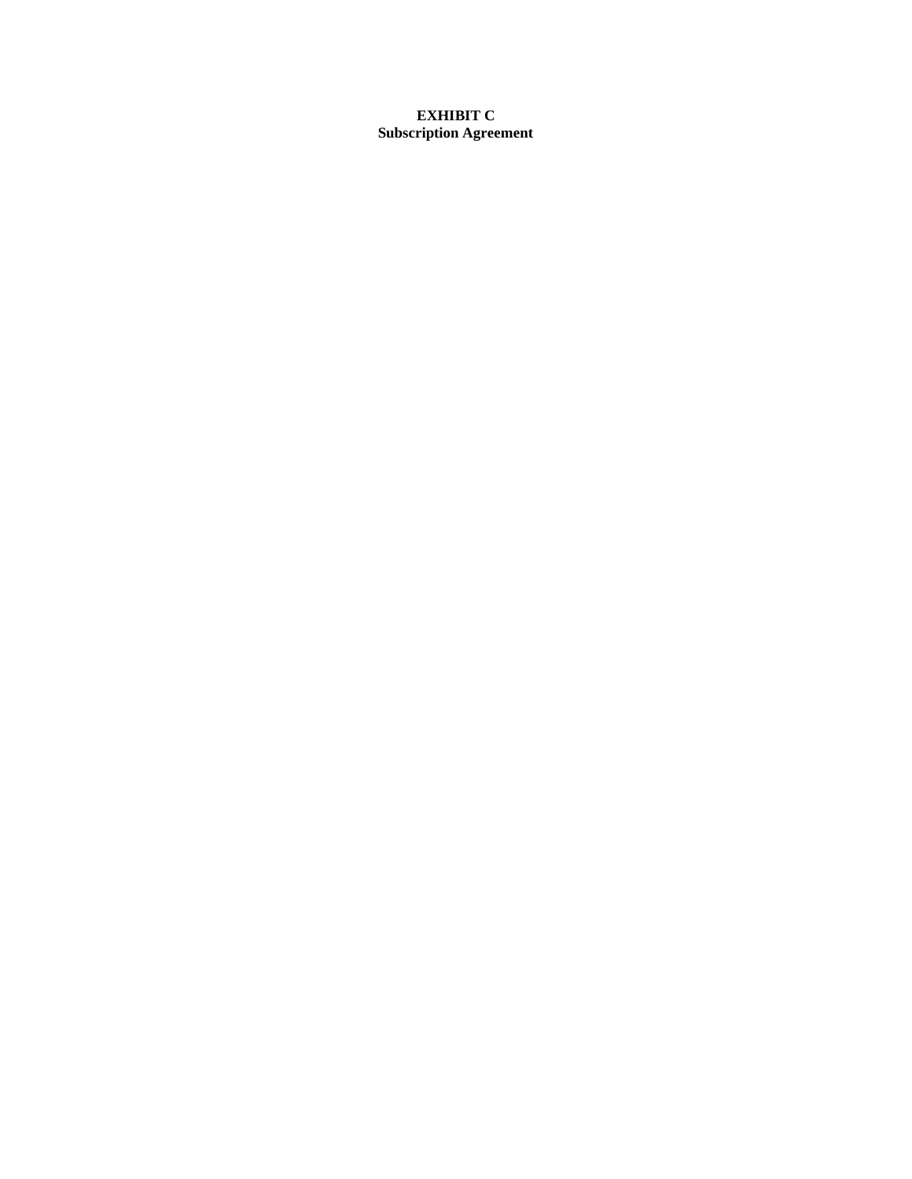**EXHIBIT C**
**Subscription Agreement**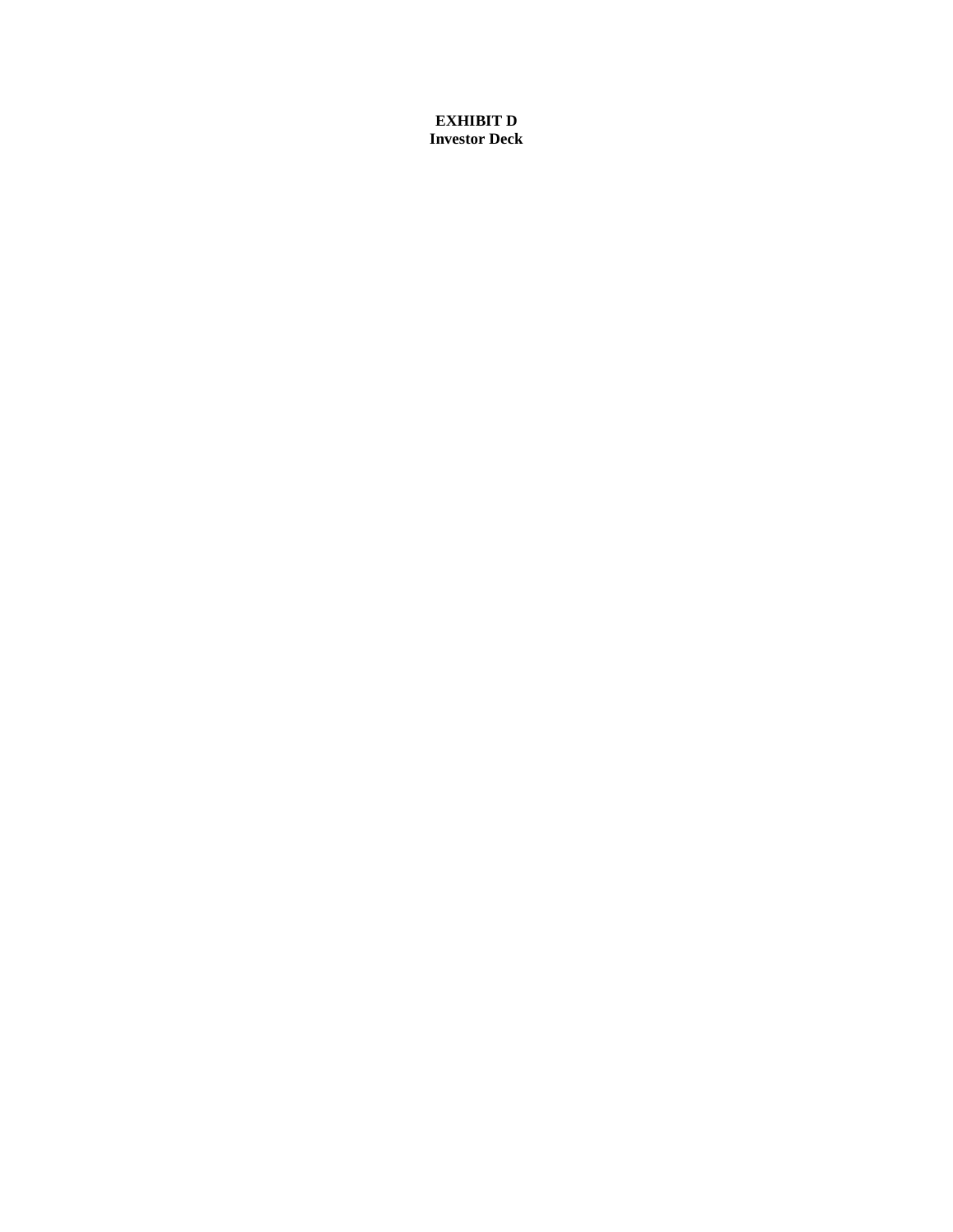**EXHIBIT D**
**Investor Deck**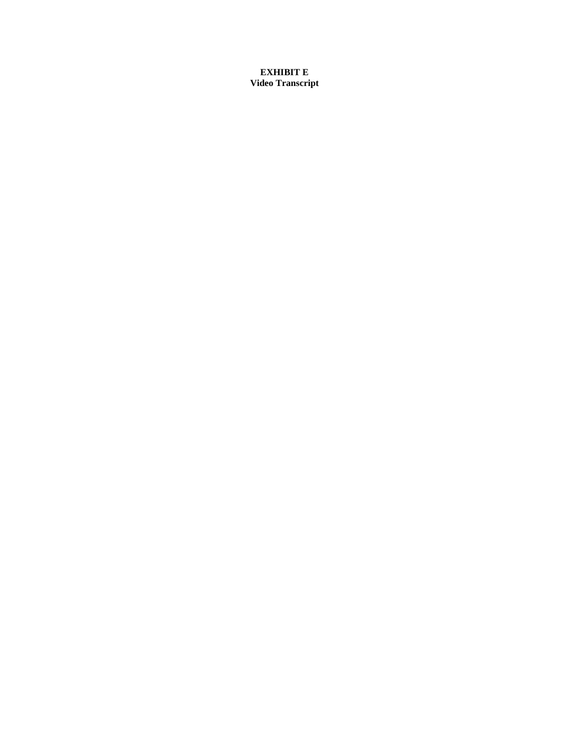**EXHIBIT E**
**Video Transcript**